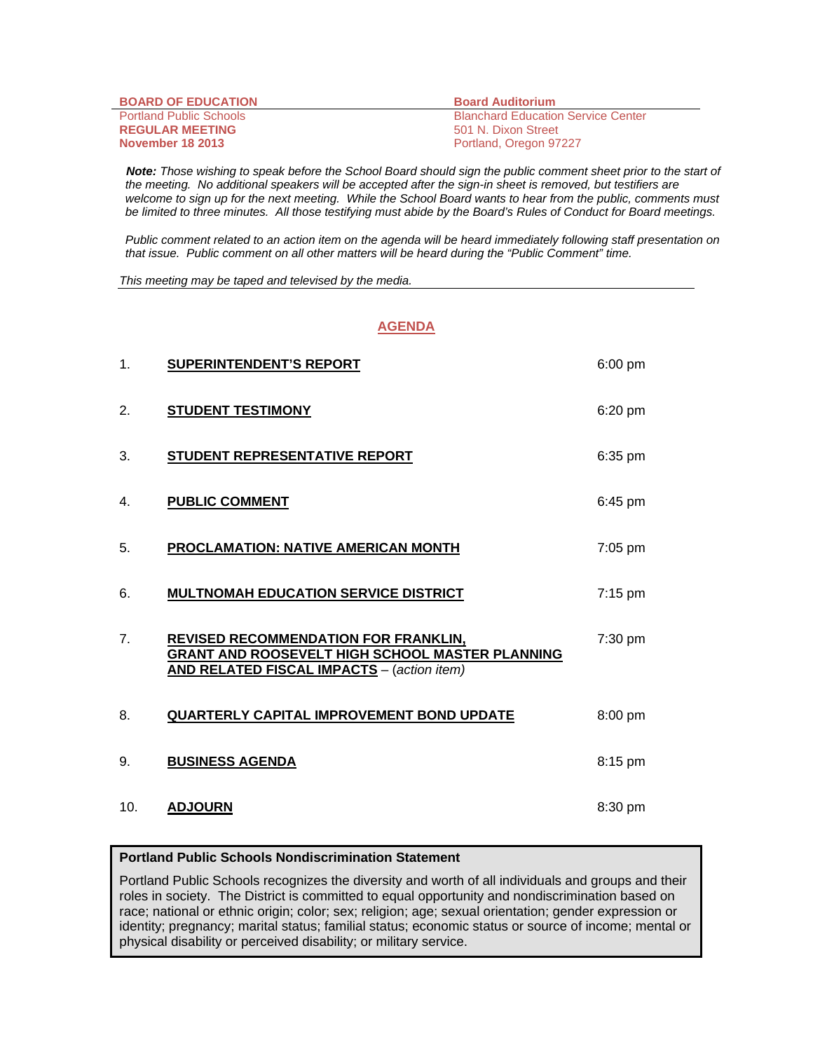**BOARD OF EDUCATION**
Portland Public Schools
**REGULAR MEETING**
**November 18 2013**

**Board Auditorium**
Blanchard Education Service Center
501 N. Dixon Street
Portland, Oregon 97227

***Note:*** *Those wishing to speak before the School Board should sign the public comment sheet prior to the start of the meeting. No additional speakers will be accepted after the sign-in sheet is removed, but testifiers are welcome to sign up for the next meeting. While the School Board wants to hear from the public, comments must be limited to three minutes. All those testifying must abide by the Board's Rules of Conduct for Board meetings.*

*Public comment related to an action item on the agenda will be heard immediately following staff presentation on that issue. Public comment on all other matters will be heard during the "Public Comment" time.*

*This meeting may be taped and televised by the media.*

## AGENDA

| | | |
|---|---|---|
| 1. | **SUPERINTENDENT'S REPORT** | 6:00 pm |
| 2. | **STUDENT TESTIMONY** | 6:20 pm |
| 3. | **STUDENT REPRESENTATIVE REPORT** | 6:35 pm |
| 4. | **PUBLIC COMMENT** | 6:45 pm |
| 5. | **PROCLAMATION: NATIVE AMERICAN MONTH** | 7:05 pm |
| 6. | **MULTNOMAH EDUCATION SERVICE DISTRICT** | 7:15 pm |
| 7. | **REVISED RECOMMENDATION FOR FRANKLIN, GRANT AND ROOSEVELT HIGH SCHOOL MASTER PLANNING AND RELATED FISCAL IMPACTS** – (*action item)* | 7:30 pm |
| 8. | **QUARTERLY CAPITAL IMPROVEMENT BOND UPDATE** | 8:00 pm |
| 9. | **BUSINESS AGENDA** | 8:15 pm |
| 10. | **ADJOURN** | 8:30 pm |

**Portland Public Schools Nondiscrimination Statement**

Portland Public Schools recognizes the diversity and worth of all individuals and groups and their roles in society. The District is committed to equal opportunity and nondiscrimination based on race; national or ethnic origin; color; sex; religion; age; sexual orientation; gender expression or identity; pregnancy; marital status; familial status; economic status or source of income; mental or physical disability or perceived disability; or military service.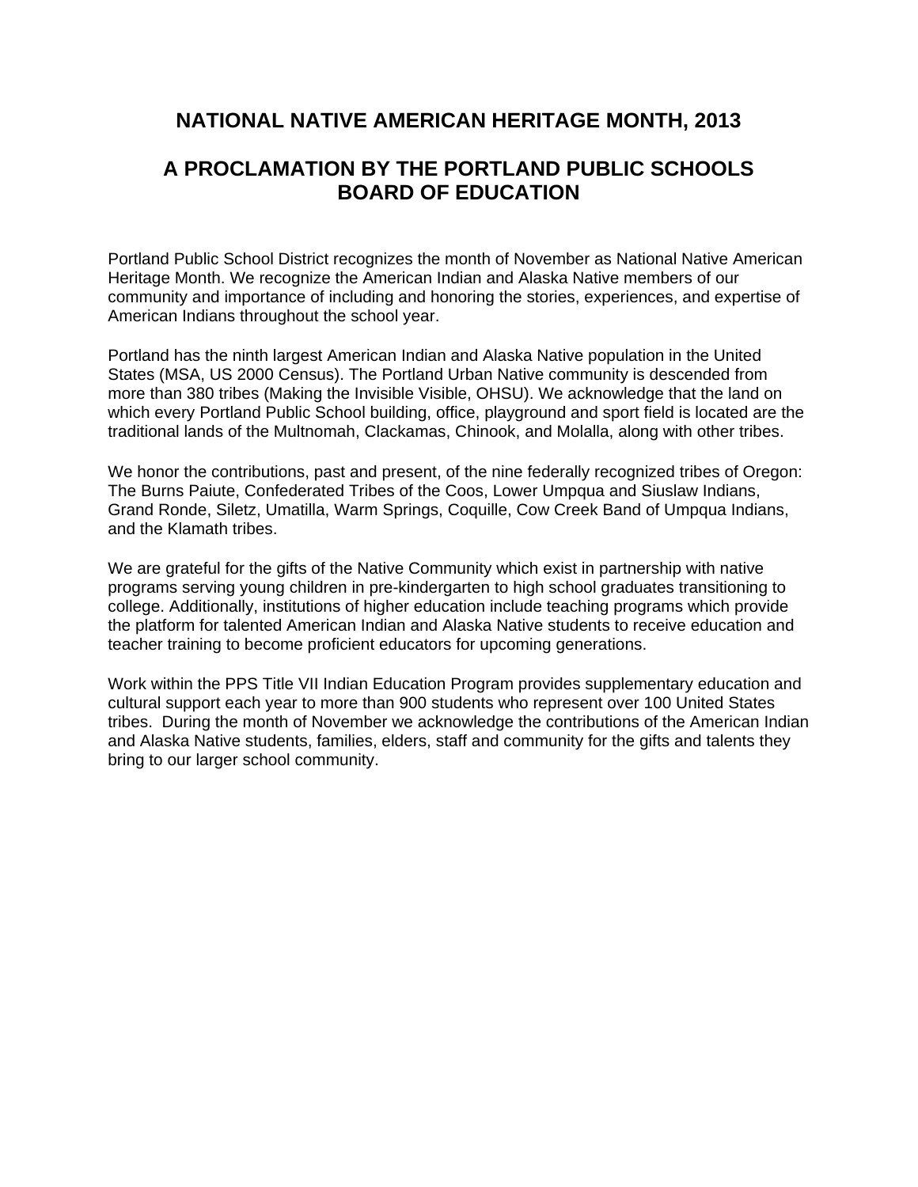# NATIONAL NATIVE AMERICAN HERITAGE MONTH, 2013

# A PROCLAMATION BY THE PORTLAND PUBLIC SCHOOLS BOARD OF EDUCATION

Portland Public School District recognizes the month of November as National Native American Heritage Month. We recognize the American Indian and Alaska Native members of our community and importance of including and honoring the stories, experiences, and expertise of American Indians throughout the school year.

Portland has the ninth largest American Indian and Alaska Native population in the United States (MSA, US 2000 Census). The Portland Urban Native community is descended from more than 380 tribes (Making the Invisible Visible, OHSU). We acknowledge that the land on which every Portland Public School building, office, playground and sport field is located are the traditional lands of the Multnomah, Clackamas, Chinook, and Molalla, along with other tribes.

We honor the contributions, past and present, of the nine federally recognized tribes of Oregon: The Burns Paiute, Confederated Tribes of the Coos, Lower Umpqua and Siuslaw Indians, Grand Ronde, Siletz, Umatilla, Warm Springs, Coquille, Cow Creek Band of Umpqua Indians, and the Klamath tribes.

We are grateful for the gifts of the Native Community which exist in partnership with native programs serving young children in pre-kindergarten to high school graduates transitioning to college. Additionally, institutions of higher education include teaching programs which provide the platform for talented American Indian and Alaska Native students to receive education and teacher training to become proficient educators for upcoming generations.

Work within the PPS Title VII Indian Education Program provides supplementary education and cultural support each year to more than 900 students who represent over 100 United States tribes. During the month of November we acknowledge the contributions of the American Indian and Alaska Native students, families, elders, staff and community for the gifts and talents they bring to our larger school community.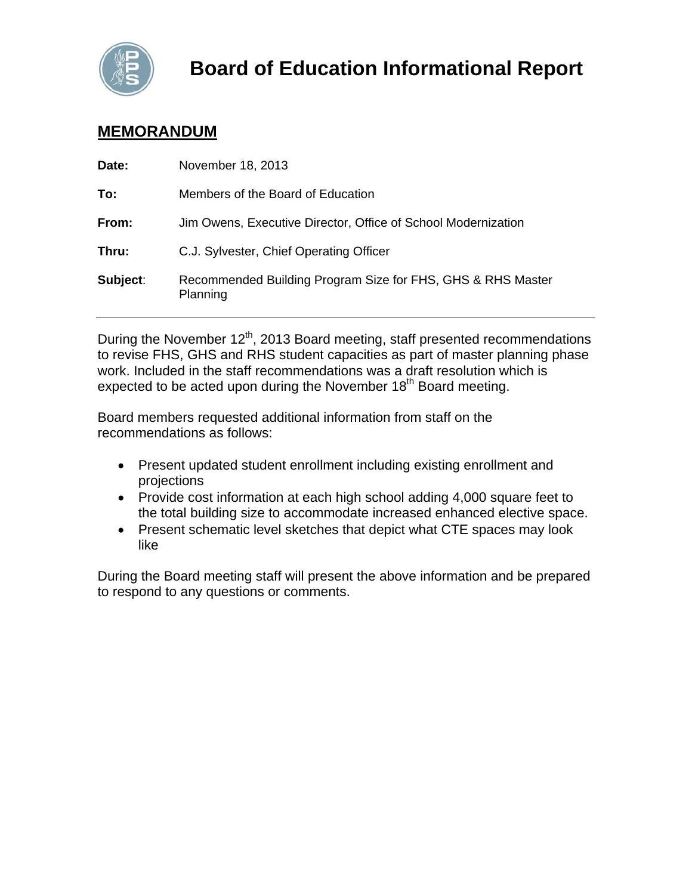# Board of Education Informational Report

## MEMORANDUM

**Date:** November 18, 2013

**To:** Members of the Board of Education

**From:** Jim Owens, Executive Director, Office of School Modernization

**Thru:** C.J. Sylvester, Chief Operating Officer

**Subject:** Recommended Building Program Size for FHS, GHS & RHS Master Planning

---

During the November 12th, 2013 Board meeting, staff presented recommendations to revise FHS, GHS and RHS student capacities as part of master planning phase work. Included in the staff recommendations was a draft resolution which is expected to be acted upon during the November 18th Board meeting.

Board members requested additional information from staff on the recommendations as follows:

- Present updated student enrollment including existing enrollment and projections
- Provide cost information at each high school adding 4,000 square feet to the total building size to accommodate increased enhanced elective space.
- Present schematic level sketches that depict what CTE spaces may look like

During the Board meeting staff will present the above information and be prepared to respond to any questions or comments.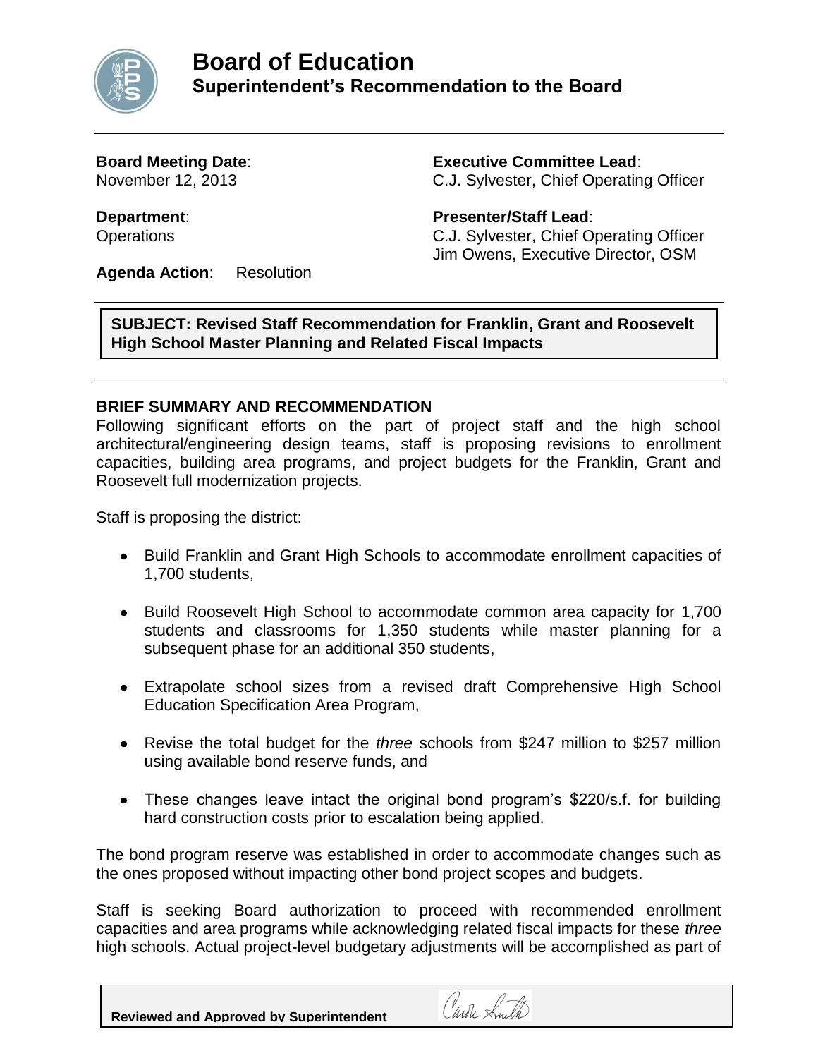# Board of Education

## Superintendent's Recommendation to the Board

**Board Meeting Date**:
November 12, 2013

**Executive Committee Lead**:
C.J. Sylvester, Chief Operating Officer

**Department**:
Operations

**Presenter/Staff Lead**:
C.J. Sylvester, Chief Operating Officer
Jim Owens, Executive Director, OSM

**Agenda Action**: Resolution

**SUBJECT: Revised Staff Recommendation for Franklin, Grant and Roosevelt High School Master Planning and Related Fiscal Impacts**

### BRIEF SUMMARY AND RECOMMENDATION

Following significant efforts on the part of project staff and the high school architectural/engineering design teams, staff is proposing revisions to enrollment capacities, building area programs, and project budgets for the Franklin, Grant and Roosevelt full modernization projects.

Staff is proposing the district:

- Build Franklin and Grant High Schools to accommodate enrollment capacities of 1,700 students,
- Build Roosevelt High School to accommodate common area capacity for 1,700 students and classrooms for 1,350 students while master planning for a subsequent phase for an additional 350 students,
- Extrapolate school sizes from a revised draft Comprehensive High School Education Specification Area Program,
- Revise the total budget for the *three* schools from $247 million to $257 million using available bond reserve funds, and
- These changes leave intact the original bond program's $220/s.f. for building hard construction costs prior to escalation being applied.

The bond program reserve was established in order to accommodate changes such as the ones proposed without impacting other bond project scopes and budgets.

Staff is seeking Board authorization to proceed with recommended enrollment capacities and area programs while acknowledging related fiscal impacts for these *three* high schools. Actual project-level budgetary adjustments will be accomplished as part of

Reviewed and Approved by Superintendent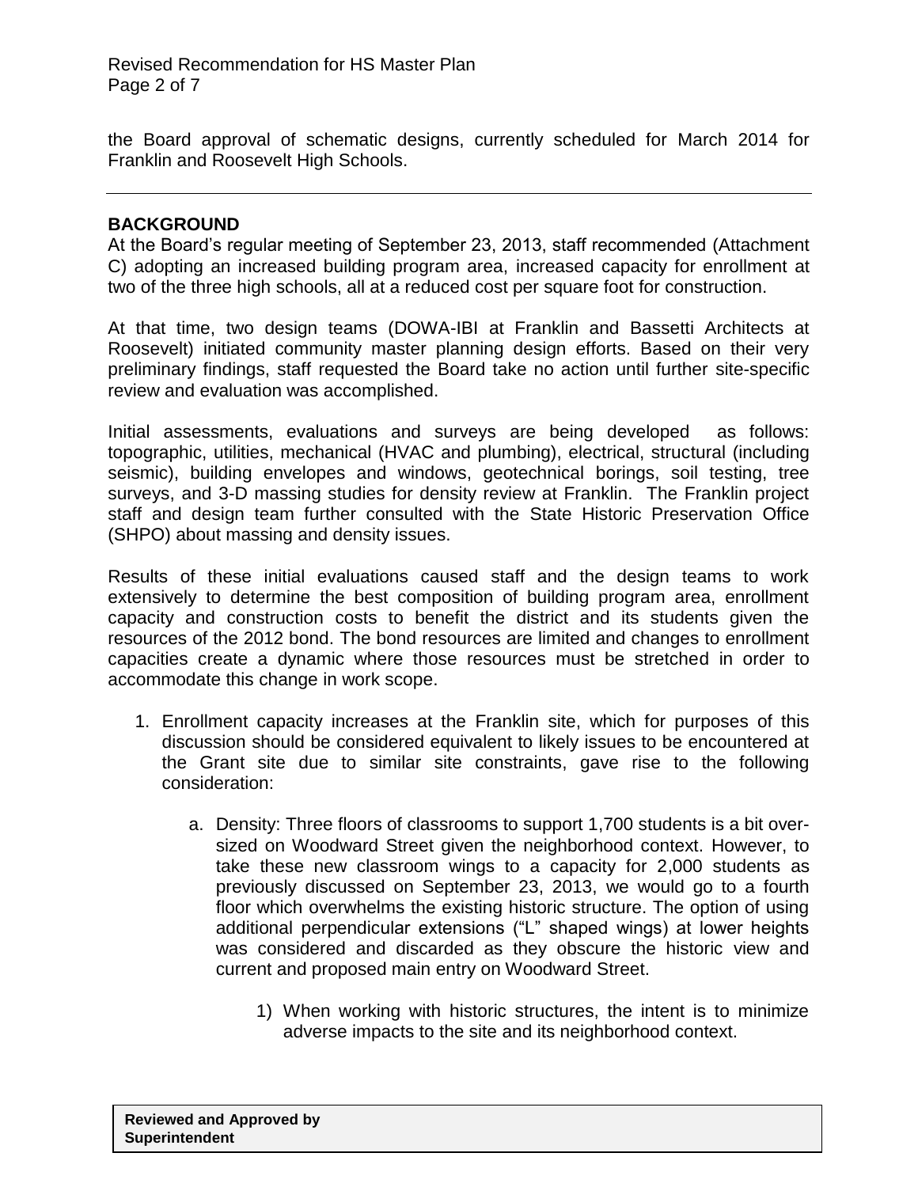the Board approval of schematic designs, currently scheduled for March 2014 for Franklin and Roosevelt High Schools.

---

**BACKGROUND**

At the Board's regular meeting of September 23, 2013, staff recommended (Attachment C) adopting an increased building program area, increased capacity for enrollment at two of the three high schools, all at a reduced cost per square foot for construction.

At that time, two design teams (DOWA-IBI at Franklin and Bassetti Architects at Roosevelt) initiated community master planning design efforts. Based on their very preliminary findings, staff requested the Board take no action until further site-specific review and evaluation was accomplished.

Initial assessments, evaluations and surveys are being developed as follows: topographic, utilities, mechanical (HVAC and plumbing), electrical, structural (including seismic), building envelopes and windows, geotechnical borings, soil testing, tree surveys, and 3-D massing studies for density review at Franklin. The Franklin project staff and design team further consulted with the State Historic Preservation Office (SHPO) about massing and density issues.

Results of these initial evaluations caused staff and the design teams to work extensively to determine the best composition of building program area, enrollment capacity and construction costs to benefit the district and its students given the resources of the 2012 bond. The bond resources are limited and changes to enrollment capacities create a dynamic where those resources must be stretched in order to accommodate this change in work scope.

1. Enrollment capacity increases at the Franklin site, which for purposes of this discussion should be considered equivalent to likely issues to be encountered at the Grant site due to similar site constraints, gave rise to the following consideration:

    a. Density: Three floors of classrooms to support 1,700 students is a bit over-sized on Woodward Street given the neighborhood context. However, to take these new classroom wings to a capacity for 2,000 students as previously discussed on September 23, 2013, we would go to a fourth floor which overwhelms the existing historic structure. The option of using additional perpendicular extensions ("L" shaped wings) at lower heights was considered and discarded as they obscure the historic view and current and proposed main entry on Woodward Street.

        1) When working with historic structures, the intent is to minimize adverse impacts to the site and its neighborhood context.

**Reviewed and Approved by Superintendent**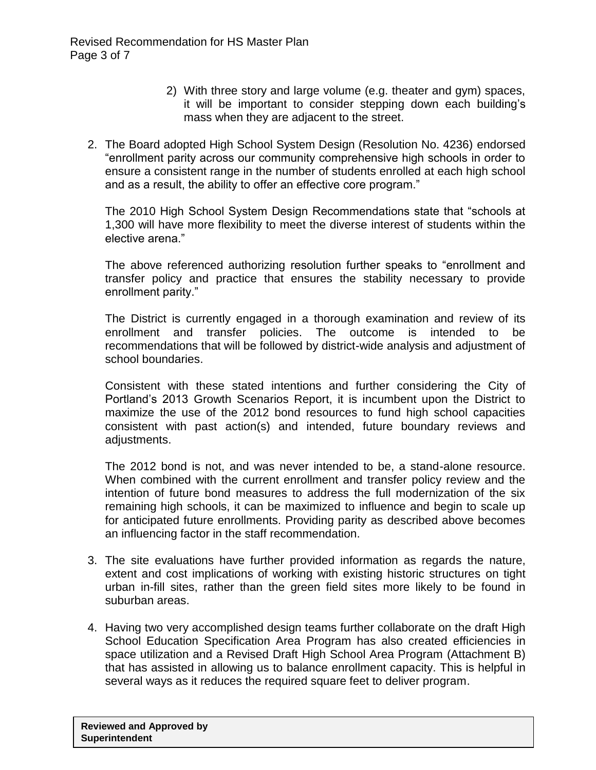2) With three story and large volume (e.g. theater and gym) spaces, it will be important to consider stepping down each building's mass when they are adjacent to the street.

2. The Board adopted High School System Design (Resolution No. 4236) endorsed "enrollment parity across our community comprehensive high schools in order to ensure a consistent range in the number of students enrolled at each high school and as a result, the ability to offer an effective core program."

   The 2010 High School System Design Recommendations state that "schools at 1,300 will have more flexibility to meet the diverse interest of students within the elective arena."

   The above referenced authorizing resolution further speaks to "enrollment and transfer policy and practice that ensures the stability necessary to provide enrollment parity."

   The District is currently engaged in a thorough examination and review of its enrollment and transfer policies. The outcome is intended to be recommendations that will be followed by district-wide analysis and adjustment of school boundaries.

   Consistent with these stated intentions and further considering the City of Portland's 2013 Growth Scenarios Report, it is incumbent upon the District to maximize the use of the 2012 bond resources to fund high school capacities consistent with past action(s) and intended, future boundary reviews and adjustments.

   The 2012 bond is not, and was never intended to be, a stand-alone resource. When combined with the current enrollment and transfer policy review and the intention of future bond measures to address the full modernization of the six remaining high schools, it can be maximized to influence and begin to scale up for anticipated future enrollments. Providing parity as described above becomes an influencing factor in the staff recommendation.

3. The site evaluations have further provided information as regards the nature, extent and cost implications of working with existing historic structures on tight urban in-fill sites, rather than the green field sites more likely to be found in suburban areas.

4. Having two very accomplished design teams further collaborate on the draft High School Education Specification Area Program has also created efficiencies in space utilization and a Revised Draft High School Area Program (Attachment B) that has assisted in allowing us to balance enrollment capacity. This is helpful in several ways as it reduces the required square feet to deliver program.

**Reviewed and Approved by Superintendent**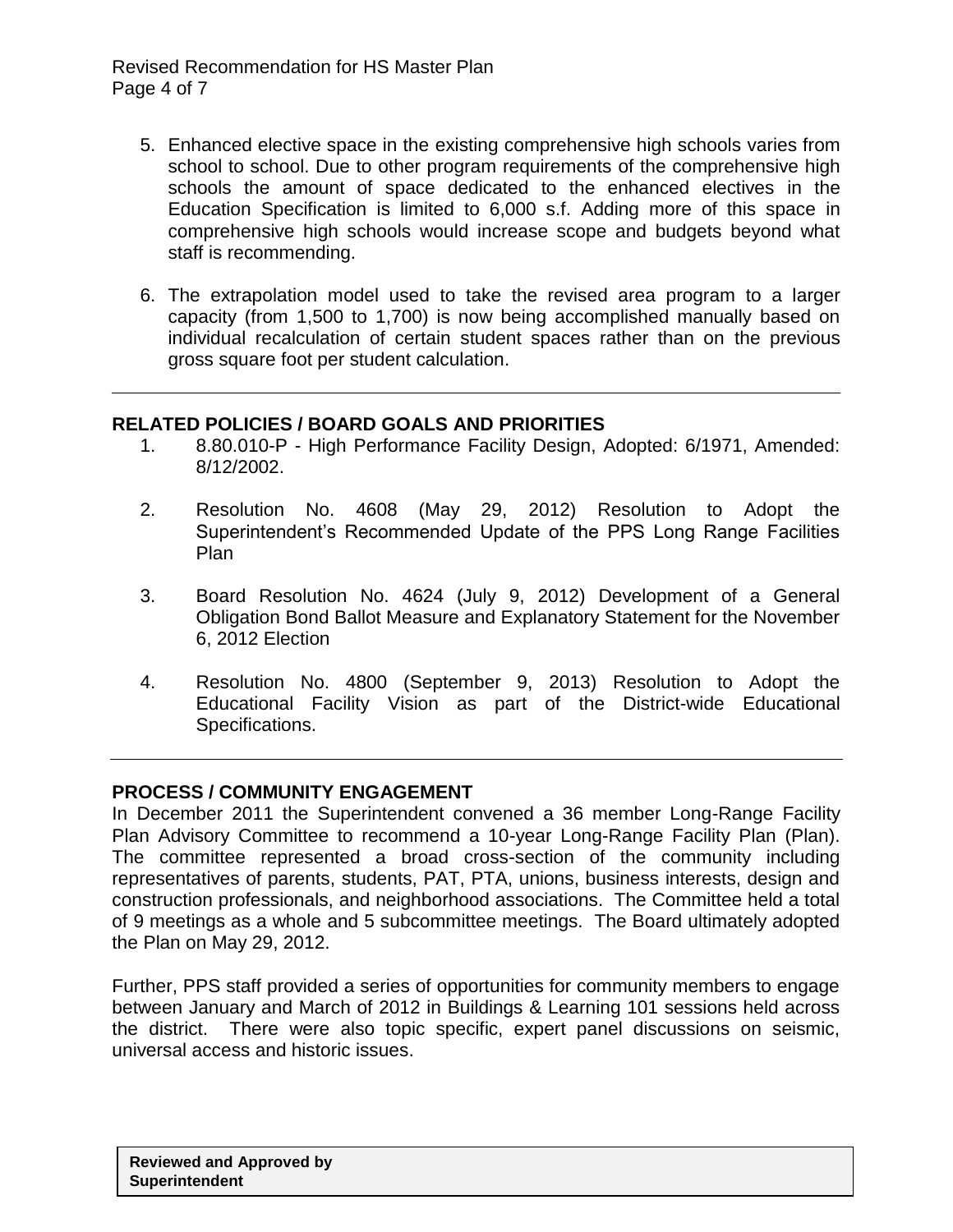5. Enhanced elective space in the existing comprehensive high schools varies from school to school. Due to other program requirements of the comprehensive high schools the amount of space dedicated to the enhanced electives in the Education Specification is limited to 6,000 s.f. Adding more of this space in comprehensive high schools would increase scope and budgets beyond what staff is recommending.

6. The extrapolation model used to take the revised area program to a larger capacity (from 1,500 to 1,700) is now being accomplished manually based on individual recalculation of certain student spaces rather than on the previous gross square foot per student calculation.

---

## RELATED POLICIES / BOARD GOALS AND PRIORITIES

1. 8.80.010-P - High Performance Facility Design, Adopted: 6/1971, Amended: 8/12/2002.

2. Resolution No. 4608 (May 29, 2012) Resolution to Adopt the Superintendent's Recommended Update of the PPS Long Range Facilities Plan

3. Board Resolution No. 4624 (July 9, 2012) Development of a General Obligation Bond Ballot Measure and Explanatory Statement for the November 6, 2012 Election

4. Resolution No. 4800 (September 9, 2013) Resolution to Adopt the Educational Facility Vision as part of the District-wide Educational Specifications.

---

## PROCESS / COMMUNITY ENGAGEMENT

In December 2011 the Superintendent convened a 36 member Long-Range Facility Plan Advisory Committee to recommend a 10-year Long-Range Facility Plan (Plan). The committee represented a broad cross-section of the community including representatives of parents, students, PAT, PTA, unions, business interests, design and construction professionals, and neighborhood associations. The Committee held a total of 9 meetings as a whole and 5 subcommittee meetings. The Board ultimately adopted the Plan on May 29, 2012.

Further, PPS staff provided a series of opportunities for community members to engage between January and March of 2012 in Buildings & Learning 101 sessions held across the district. There were also topic specific, expert panel discussions on seismic, universal access and historic issues.

| **Reviewed and Approved by Superintendent** |
|---|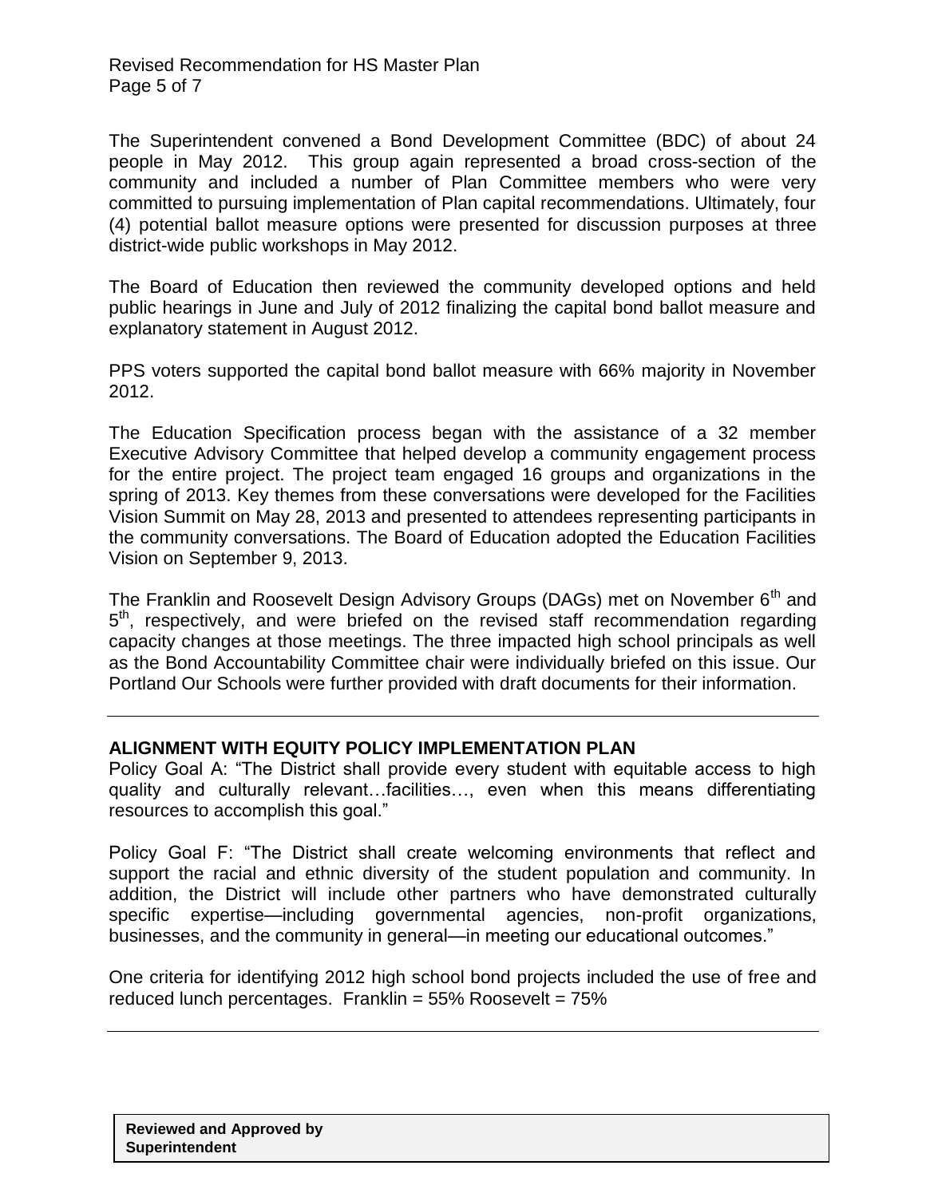The Superintendent convened a Bond Development Committee (BDC) of about 24 people in May 2012. This group again represented a broad cross-section of the community and included a number of Plan Committee members who were very committed to pursuing implementation of Plan capital recommendations. Ultimately, four (4) potential ballot measure options were presented for discussion purposes at three district-wide public workshops in May 2012.

The Board of Education then reviewed the community developed options and held public hearings in June and July of 2012 finalizing the capital bond ballot measure and explanatory statement in August 2012.

PPS voters supported the capital bond ballot measure with 66% majority in November 2012.

The Education Specification process began with the assistance of a 32 member Executive Advisory Committee that helped develop a community engagement process for the entire project. The project team engaged 16 groups and organizations in the spring of 2013. Key themes from these conversations were developed for the Facilities Vision Summit on May 28, 2013 and presented to attendees representing participants in the community conversations. The Board of Education adopted the Education Facilities Vision on September 9, 2013.

The Franklin and Roosevelt Design Advisory Groups (DAGs) met on November 6th and 5th, respectively, and were briefed on the revised staff recommendation regarding capacity changes at those meetings. The three impacted high school principals as well as the Bond Accountability Committee chair were individually briefed on this issue. Our Portland Our Schools were further provided with draft documents for their information.

---

**ALIGNMENT WITH EQUITY POLICY IMPLEMENTATION PLAN**

Policy Goal A: "The District shall provide every student with equitable access to high quality and culturally relevant…facilities…, even when this means differentiating resources to accomplish this goal."

Policy Goal F: "The District shall create welcoming environments that reflect and support the racial and ethnic diversity of the student population and community. In addition, the District will include other partners who have demonstrated culturally specific expertise—including governmental agencies, non-profit organizations, businesses, and the community in general—in meeting our educational outcomes."

One criteria for identifying 2012 high school bond projects included the use of free and reduced lunch percentages. Franklin = 55% Roosevelt = 75%

---

**Reviewed and Approved by Superintendent**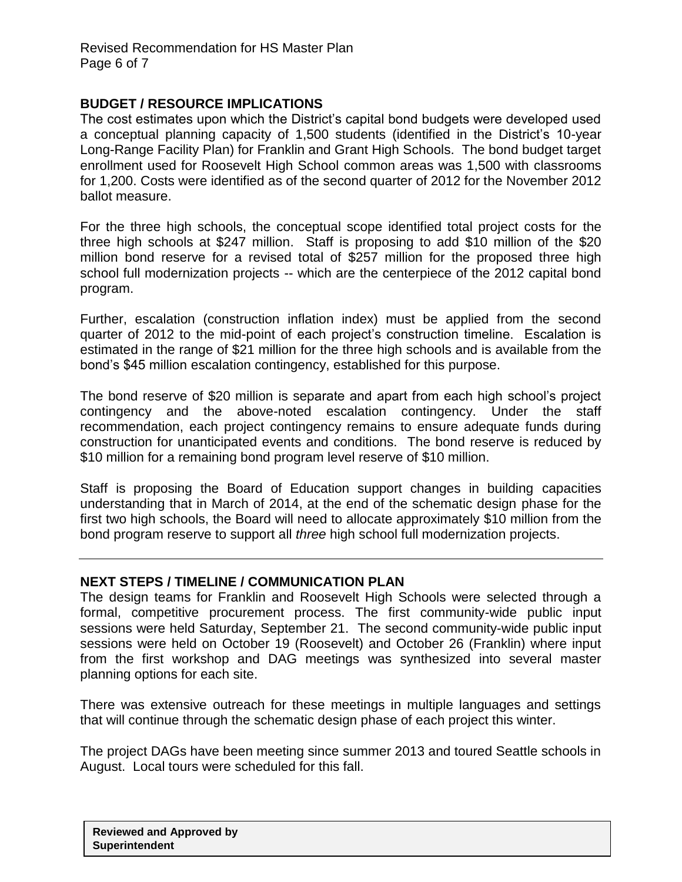## BUDGET / RESOURCE IMPLICATIONS

The cost estimates upon which the District's capital bond budgets were developed used a conceptual planning capacity of 1,500 students (identified in the District's 10-year Long-Range Facility Plan) for Franklin and Grant High Schools. The bond budget target enrollment used for Roosevelt High School common areas was 1,500 with classrooms for 1,200. Costs were identified as of the second quarter of 2012 for the November 2012 ballot measure.

For the three high schools, the conceptual scope identified total project costs for the three high schools at $247 million. Staff is proposing to add $10 million of the $20 million bond reserve for a revised total of $257 million for the proposed three high school full modernization projects -- which are the centerpiece of the 2012 capital bond program.

Further, escalation (construction inflation index) must be applied from the second quarter of 2012 to the mid-point of each project's construction timeline. Escalation is estimated in the range of $21 million for the three high schools and is available from the bond's $45 million escalation contingency, established for this purpose.

The bond reserve of $20 million is separate and apart from each high school's project contingency and the above-noted escalation contingency. Under the staff recommendation, each project contingency remains to ensure adequate funds during construction for unanticipated events and conditions. The bond reserve is reduced by $10 million for a remaining bond program level reserve of $10 million.

Staff is proposing the Board of Education support changes in building capacities understanding that in March of 2014, at the end of the schematic design phase for the first two high schools, the Board will need to allocate approximately $10 million from the bond program reserve to support all *three* high school full modernization projects.

---

## NEXT STEPS / TIMELINE / COMMUNICATION PLAN

The design teams for Franklin and Roosevelt High Schools were selected through a formal, competitive procurement process. The first community-wide public input sessions were held Saturday, September 21. The second community-wide public input sessions were held on October 19 (Roosevelt) and October 26 (Franklin) where input from the first workshop and DAG meetings was synthesized into several master planning options for each site.

There was extensive outreach for these meetings in multiple languages and settings that will continue through the schematic design phase of each project this winter.

The project DAGs have been meeting since summer 2013 and toured Seattle schools in August. Local tours were scheduled for this fall.

| **Reviewed and Approved by Superintendent** | |
|---|---|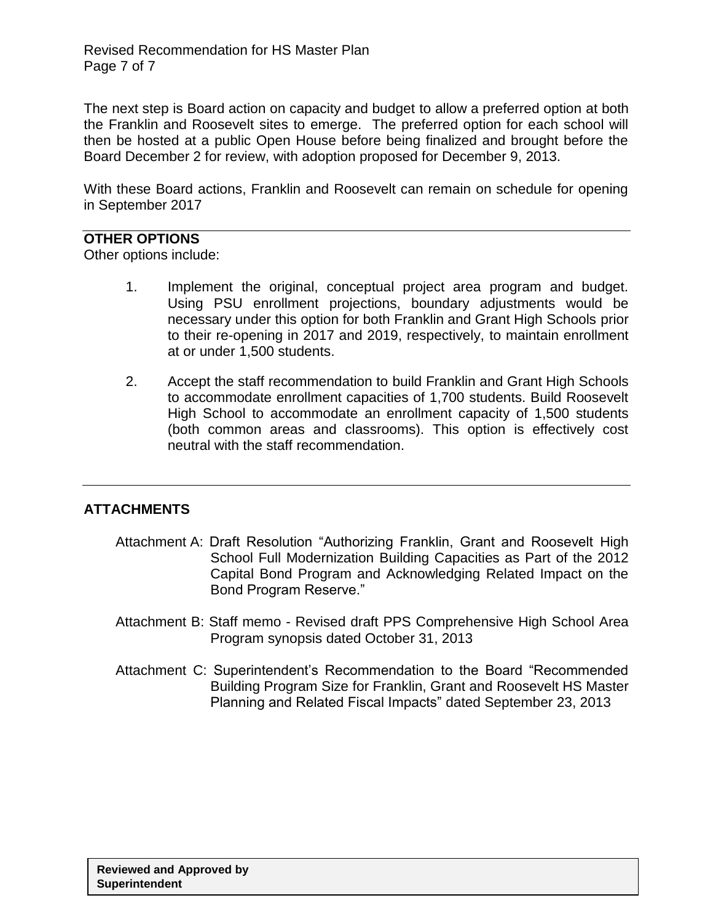The next step is Board action on capacity and budget to allow a preferred option at both the Franklin and Roosevelt sites to emerge. The preferred option for each school will then be hosted at a public Open House before being finalized and brought before the Board December 2 for review, with adoption proposed for December 9, 2013.

With these Board actions, Franklin and Roosevelt can remain on schedule for opening in September 2017

**OTHER OPTIONS**

Other options include:

1. Implement the original, conceptual project area program and budget. Using PSU enrollment projections, boundary adjustments would be necessary under this option for both Franklin and Grant High Schools prior to their re-opening in 2017 and 2019, respectively, to maintain enrollment at or under 1,500 students.

2. Accept the staff recommendation to build Franklin and Grant High Schools to accommodate enrollment capacities of 1,700 students. Build Roosevelt High School to accommodate an enrollment capacity of 1,500 students (both common areas and classrooms). This option is effectively cost neutral with the staff recommendation.

**ATTACHMENTS**

Attachment A: Draft Resolution "Authorizing Franklin, Grant and Roosevelt High School Full Modernization Building Capacities as Part of the 2012 Capital Bond Program and Acknowledging Related Impact on the Bond Program Reserve."

Attachment B: Staff memo - Revised draft PPS Comprehensive High School Area Program synopsis dated October 31, 2013

Attachment C: Superintendent's Recommendation to the Board "Recommended Building Program Size for Franklin, Grant and Roosevelt HS Master Planning and Related Fiscal Impacts" dated September 23, 2013

**Reviewed and Approved by Superintendent**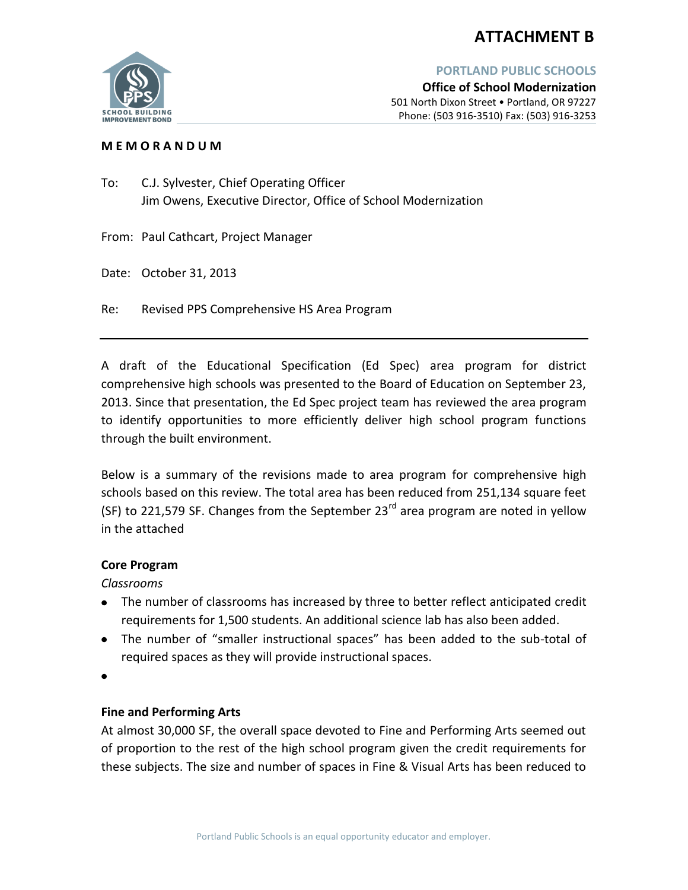# ATTACHMENT B

**PORTLAND PUBLIC SCHOOLS**
**Office of School Modernization**
501 North Dixon Street • Portland, OR 97227
Phone: (503 916-3510) Fax: (503) 916-3253

**MEMORANDUM**

To: C.J. Sylvester, Chief Operating Officer
Jim Owens, Executive Director, Office of School Modernization

From: Paul Cathcart, Project Manager

Date: October 31, 2013

Re: Revised PPS Comprehensive HS Area Program

---

A draft of the Educational Specification (Ed Spec) area program for district comprehensive high schools was presented to the Board of Education on September 23, 2013. Since that presentation, the Ed Spec project team has reviewed the area program to identify opportunities to more efficiently deliver high school program functions through the built environment.

Below is a summary of the revisions made to area program for comprehensive high schools based on this review. The total area has been reduced from 251,134 square feet (SF) to 221,579 SF. Changes from the September 23rd area program are noted in yellow in the attached

**Core Program**

*Classrooms*

- The number of classrooms has increased by three to better reflect anticipated credit requirements for 1,500 students. An additional science lab has also been added.
- The number of "smaller instructional spaces" has been added to the sub-total of required spaces as they will provide instructional spaces.
- 

**Fine and Performing Arts**

At almost 30,000 SF, the overall space devoted to Fine and Performing Arts seemed out of proportion to the rest of the high school program given the credit requirements for these subjects. The size and number of spaces in Fine & Visual Arts has been reduced to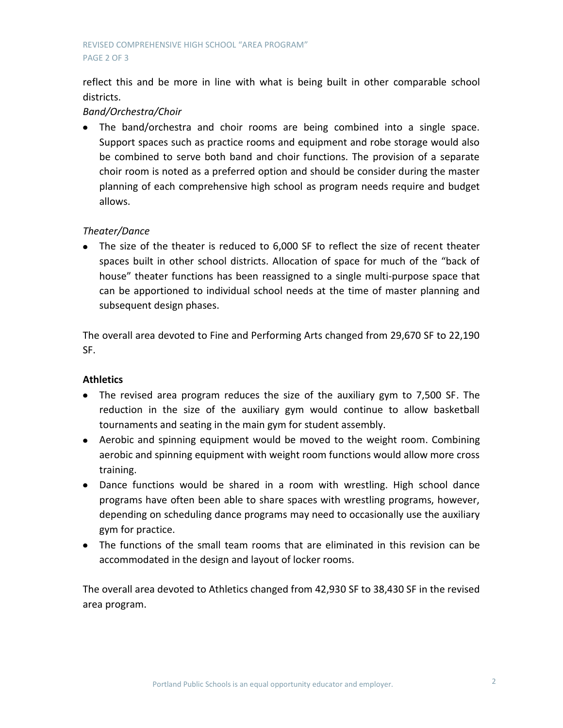reflect this and be more in line with what is being built in other comparable school districts.

*Band/Orchestra/Choir*

- The band/orchestra and choir rooms are being combined into a single space. Support spaces such as practice rooms and equipment and robe storage would also be combined to serve both band and choir functions. The provision of a separate choir room is noted as a preferred option and should be consider during the master planning of each comprehensive high school as program needs require and budget allows.

*Theater/Dance*

- The size of the theater is reduced to 6,000 SF to reflect the size of recent theater spaces built in other school districts. Allocation of space for much of the "back of house" theater functions has been reassigned to a single multi-purpose space that can be apportioned to individual school needs at the time of master planning and subsequent design phases.

The overall area devoted to Fine and Performing Arts changed from 29,670 SF to 22,190 SF.

**Athletics**

- The revised area program reduces the size of the auxiliary gym to 7,500 SF. The reduction in the size of the auxiliary gym would continue to allow basketball tournaments and seating in the main gym for student assembly.
- Aerobic and spinning equipment would be moved to the weight room. Combining aerobic and spinning equipment with weight room functions would allow more cross training.
- Dance functions would be shared in a room with wrestling. High school dance programs have often been able to share spaces with wrestling programs, however, depending on scheduling dance programs may need to occasionally use the auxiliary gym for practice.
- The functions of the small team rooms that are eliminated in this revision can be accommodated in the design and layout of locker rooms.

The overall area devoted to Athletics changed from 42,930 SF to 38,430 SF in the revised area program.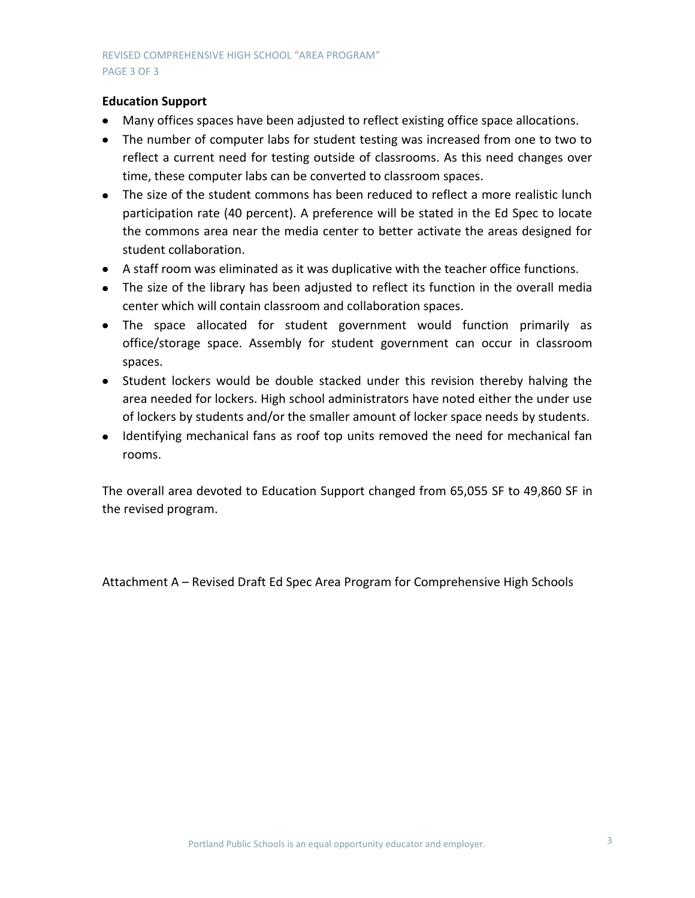**Education Support**

- Many offices spaces have been adjusted to reflect existing office space allocations.
- The number of computer labs for student testing was increased from one to two to reflect a current need for testing outside of classrooms. As this need changes over time, these computer labs can be converted to classroom spaces.
- The size of the student commons has been reduced to reflect a more realistic lunch participation rate (40 percent). A preference will be stated in the Ed Spec to locate the commons area near the media center to better activate the areas designed for student collaboration.
- A staff room was eliminated as it was duplicative with the teacher office functions.
- The size of the library has been adjusted to reflect its function in the overall media center which will contain classroom and collaboration spaces.
- The space allocated for student government would function primarily as office/storage space. Assembly for student government can occur in classroom spaces.
- Student lockers would be double stacked under this revision thereby halving the area needed for lockers. High school administrators have noted either the under use of lockers by students and/or the smaller amount of locker space needs by students.
- Identifying mechanical fans as roof top units removed the need for mechanical fan rooms.

The overall area devoted to Education Support changed from 65,055 SF to 49,860 SF in the revised program.

Attachment A – Revised Draft Ed Spec Area Program for Comprehensive High Schools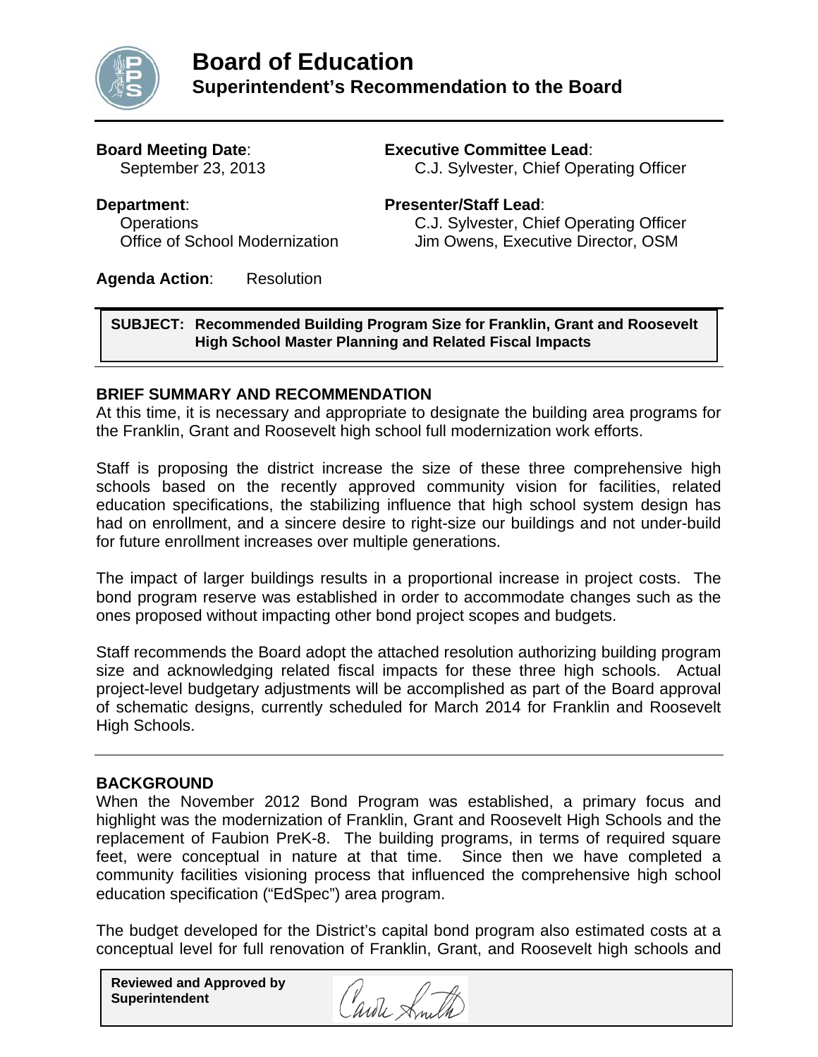# Board of Education

## Superintendent's Recommendation to the Board

**Board Meeting Date**:
September 23, 2013

**Executive Committee Lead**:
C.J. Sylvester, Chief Operating Officer

**Department**:
Operations
Office of School Modernization

**Presenter/Staff Lead**:
C.J. Sylvester, Chief Operating Officer
Jim Owens, Executive Director, OSM

**Agenda Action**: Resolution

**SUBJECT: Recommended Building Program Size for Franklin, Grant and Roosevelt High School Master Planning and Related Fiscal Impacts**

### BRIEF SUMMARY AND RECOMMENDATION

At this time, it is necessary and appropriate to designate the building area programs for the Franklin, Grant and Roosevelt high school full modernization work efforts.

Staff is proposing the district increase the size of these three comprehensive high schools based on the recently approved community vision for facilities, related education specifications, the stabilizing influence that high school system design has had on enrollment, and a sincere desire to right-size our buildings and not under-build for future enrollment increases over multiple generations.

The impact of larger buildings results in a proportional increase in project costs. The bond program reserve was established in order to accommodate changes such as the ones proposed without impacting other bond project scopes and budgets.

Staff recommends the Board adopt the attached resolution authorizing building program size and acknowledging related fiscal impacts for these three high schools. Actual project-level budgetary adjustments will be accomplished as part of the Board approval of schematic designs, currently scheduled for March 2014 for Franklin and Roosevelt High Schools.

### BACKGROUND

When the November 2012 Bond Program was established, a primary focus and highlight was the modernization of Franklin, Grant and Roosevelt High Schools and the replacement of Faubion PreK-8. The building programs, in terms of required square feet, were conceptual in nature at that time. Since then we have completed a community facilities visioning process that influenced the comprehensive high school education specification ("EdSpec") area program.

The budget developed for the District's capital bond program also estimated costs at a conceptual level for full renovation of Franklin, Grant, and Roosevelt high schools and

**Reviewed and Approved by Superintendent**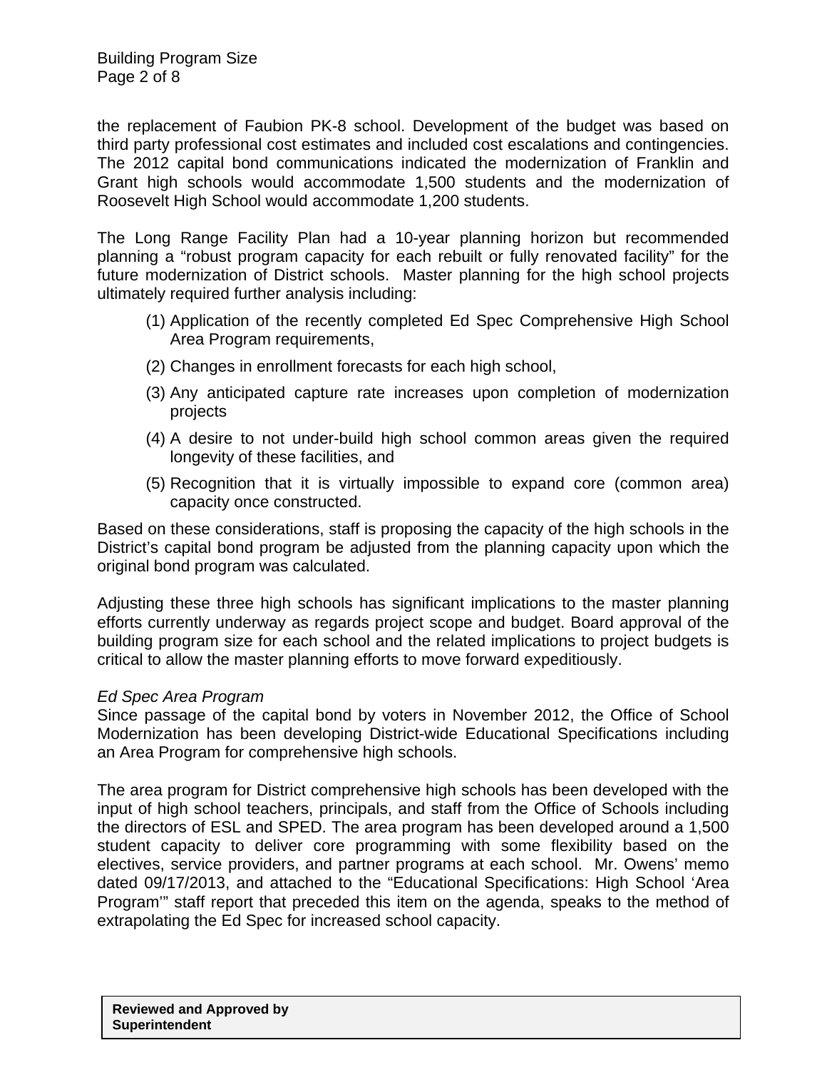the replacement of Faubion PK-8 school. Development of the budget was based on third party professional cost estimates and included cost escalations and contingencies. The 2012 capital bond communications indicated the modernization of Franklin and Grant high schools would accommodate 1,500 students and the modernization of Roosevelt High School would accommodate 1,200 students.

The Long Range Facility Plan had a 10-year planning horizon but recommended planning a "robust program capacity for each rebuilt or fully renovated facility" for the future modernization of District schools. Master planning for the high school projects ultimately required further analysis including:

(1) Application of the recently completed Ed Spec Comprehensive High School Area Program requirements,

(2) Changes in enrollment forecasts for each high school,

(3) Any anticipated capture rate increases upon completion of modernization projects

(4) A desire to not under-build high school common areas given the required longevity of these facilities, and

(5) Recognition that it is virtually impossible to expand core (common area) capacity once constructed.

Based on these considerations, staff is proposing the capacity of the high schools in the District's capital bond program be adjusted from the planning capacity upon which the original bond program was calculated.

Adjusting these three high schools has significant implications to the master planning efforts currently underway as regards project scope and budget. Board approval of the building program size for each school and the related implications to project budgets is critical to allow the master planning efforts to move forward expeditiously.

*Ed Spec Area Program*

Since passage of the capital bond by voters in November 2012, the Office of School Modernization has been developing District-wide Educational Specifications including an Area Program for comprehensive high schools.

The area program for District comprehensive high schools has been developed with the input of high school teachers, principals, and staff from the Office of Schools including the directors of ESL and SPED. The area program has been developed around a 1,500 student capacity to deliver core programming with some flexibility based on the electives, service providers, and partner programs at each school. Mr. Owens' memo dated 09/17/2013, and attached to the "Educational Specifications: High School 'Area Program'" staff report that preceded this item on the agenda, speaks to the method of extrapolating the Ed Spec for increased school capacity.

**Reviewed and Approved by Superintendent**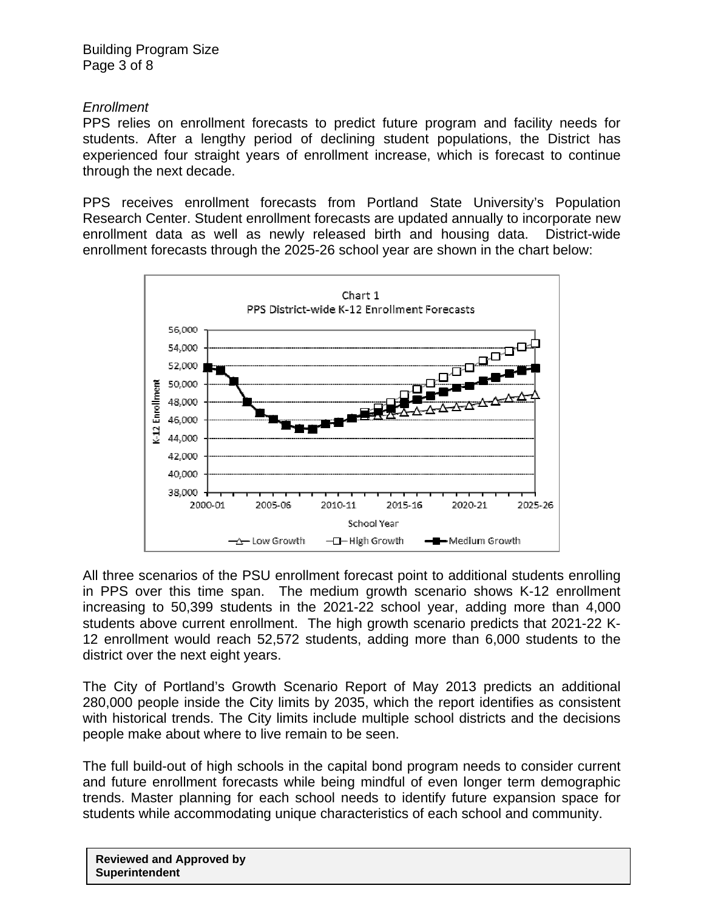*Enrollment*

PPS relies on enrollment forecasts to predict future program and facility needs for students. After a lengthy period of declining student populations, the District has experienced four straight years of enrollment increase, which is forecast to continue through the next decade.

PPS receives enrollment forecasts from Portland State University's Population Research Center. Student enrollment forecasts are updated annually to incorporate new enrollment data as well as newly released birth and housing data. District-wide enrollment forecasts through the 2025-26 school year are shown in the chart below:

Chart 1
PPS District-wide K-12 Enrollment Forecasts

All three scenarios of the PSU enrollment forecast point to additional students enrolling in PPS over this time span. The medium growth scenario shows K-12 enrollment increasing to 50,399 students in the 2021-22 school year, adding more than 4,000 students above current enrollment. The high growth scenario predicts that 2021-22 K-12 enrollment would reach 52,572 students, adding more than 6,000 students to the district over the next eight years.

The City of Portland's Growth Scenario Report of May 2013 predicts an additional 280,000 people inside the City limits by 2035, which the report identifies as consistent with historical trends. The City limits include multiple school districts and the decisions people make about where to live remain to be seen.

The full build-out of high schools in the capital bond program needs to consider current and future enrollment forecasts while being mindful of even longer term demographic trends. Master planning for each school needs to identify future expansion space for students while accommodating unique characteristics of each school and community.

**Reviewed and Approved by Superintendent**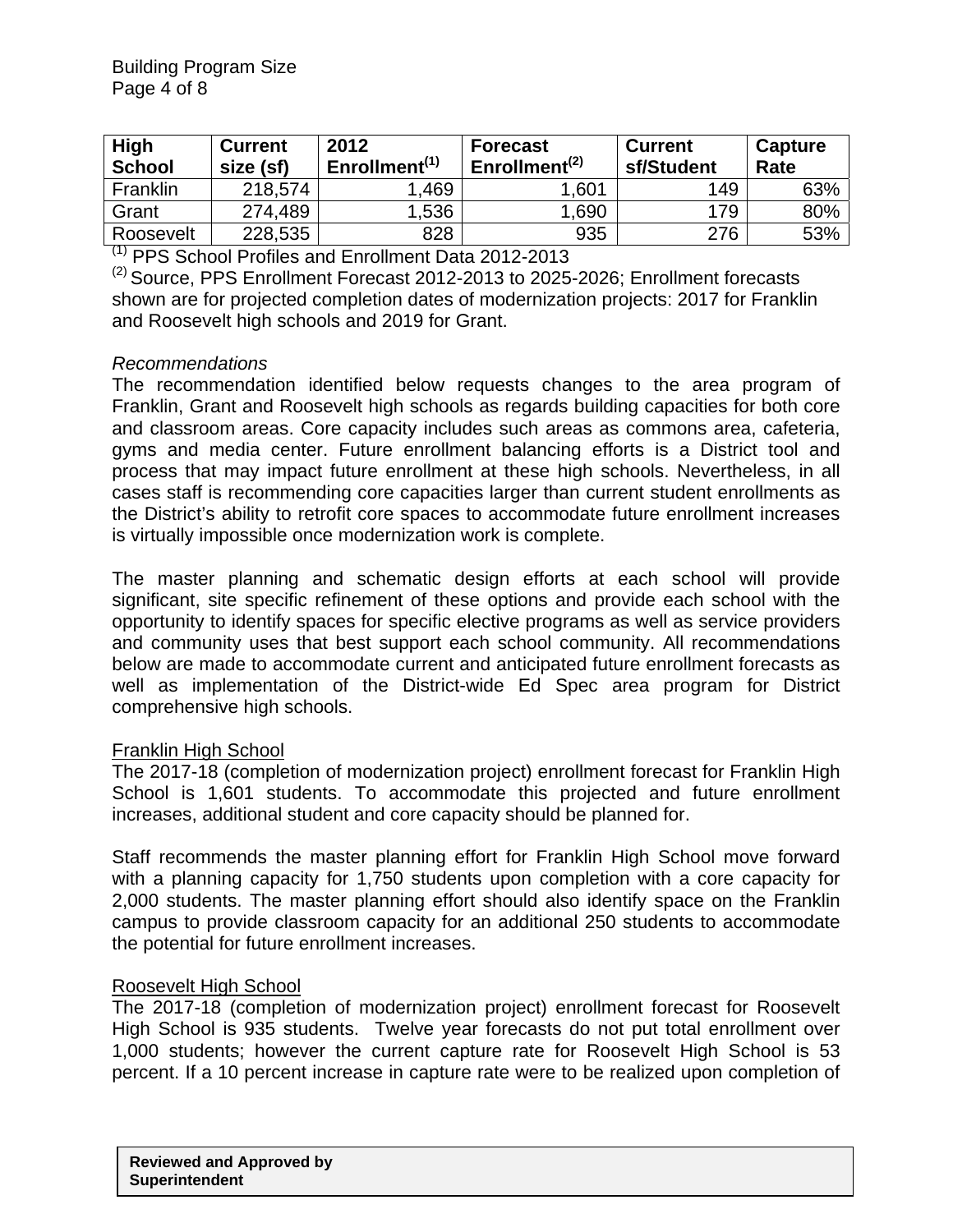| High School | Current size (sf) | 2012 Enrollment[1] | Forecast Enrollment[2] | Current sf/Student | Capture Rate |
|---|---|---|---|---|---|
| Franklin | 218,574 | 1,469 | 1,601 | 149 | 63% |
| Grant | 274,489 | 1,536 | 1,690 | 179 | 80% |
| Roosevelt | 228,535 | 828 | 935 | 276 | 53% |

[1] PPS School Profiles and Enrollment Data 2012-2013

[2] Source, PPS Enrollment Forecast 2012-2013 to 2025-2026; Enrollment forecasts shown are for projected completion dates of modernization projects: 2017 for Franklin and Roosevelt high schools and 2019 for Grant.

*Recommendations*

The recommendation identified below requests changes to the area program of Franklin, Grant and Roosevelt high schools as regards building capacities for both core and classroom areas. Core capacity includes such areas as commons area, cafeteria, gyms and media center. Future enrollment balancing efforts is a District tool and process that may impact future enrollment at these high schools. Nevertheless, in all cases staff is recommending core capacities larger than current student enrollments as the District's ability to retrofit core spaces to accommodate future enrollment increases is virtually impossible once modernization work is complete.

The master planning and schematic design efforts at each school will provide significant, site specific refinement of these options and provide each school with the opportunity to identify spaces for specific elective programs as well as service providers and community uses that best support each school community. All recommendations below are made to accommodate current and anticipated future enrollment forecasts as well as implementation of the District-wide Ed Spec area program for District comprehensive high schools.

Franklin High School

The 2017-18 (completion of modernization project) enrollment forecast for Franklin High School is 1,601 students. To accommodate this projected and future enrollment increases, additional student and core capacity should be planned for.

Staff recommends the master planning effort for Franklin High School move forward with a planning capacity for 1,750 students upon completion with a core capacity for 2,000 students. The master planning effort should also identify space on the Franklin campus to provide classroom capacity for an additional 250 students to accommodate the potential for future enrollment increases.

Roosevelt High School

The 2017-18 (completion of modernization project) enrollment forecast for Roosevelt High School is 935 students. Twelve year forecasts do not put total enrollment over 1,000 students; however the current capture rate for Roosevelt High School is 53 percent. If a 10 percent increase in capture rate were to be realized upon completion of

**Reviewed and Approved by Superintendent**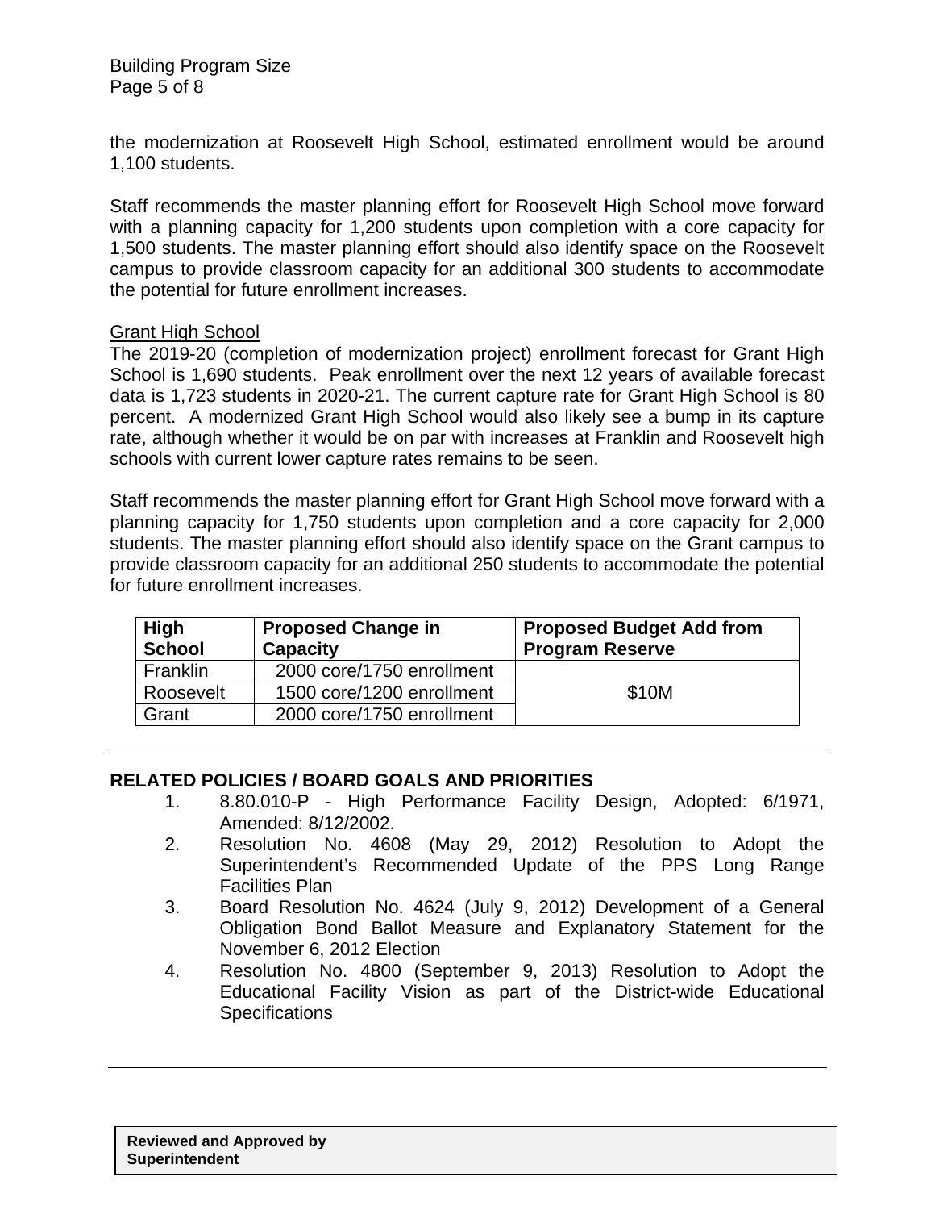the modernization at Roosevelt High School, estimated enrollment would be around 1,100 students.

Staff recommends the master planning effort for Roosevelt High School move forward with a planning capacity for 1,200 students upon completion with a core capacity for 1,500 students. The master planning effort should also identify space on the Roosevelt campus to provide classroom capacity for an additional 300 students to accommodate the potential for future enrollment increases.

Grant High School

The 2019-20 (completion of modernization project) enrollment forecast for Grant High School is 1,690 students. Peak enrollment over the next 12 years of available forecast data is 1,723 students in 2020-21. The current capture rate for Grant High School is 80 percent. A modernized Grant High School would also likely see a bump in its capture rate, although whether it would be on par with increases at Franklin and Roosevelt high schools with current lower capture rates remains to be seen.

Staff recommends the master planning effort for Grant High School move forward with a planning capacity for 1,750 students upon completion and a core capacity for 2,000 students. The master planning effort should also identify space on the Grant campus to provide classroom capacity for an additional 250 students to accommodate the potential for future enrollment increases.

| High School | Proposed Change in Capacity | Proposed Budget Add from Program Reserve |
|---|---|---|
| Franklin | 2000 core/1750 enrollment | $10M |
| Roosevelt | 1500 core/1200 enrollment | |
| Grant | 2000 core/1750 enrollment | |

## RELATED POLICIES / BOARD GOALS AND PRIORITIES

1. 8.80.010-P - High Performance Facility Design, Adopted: 6/1971, Amended: 8/12/2002.
2. Resolution No. 4608 (May 29, 2012) Resolution to Adopt the Superintendent's Recommended Update of the PPS Long Range Facilities Plan
3. Board Resolution No. 4624 (July 9, 2012) Development of a General Obligation Bond Ballot Measure and Explanatory Statement for the November 6, 2012 Election
4. Resolution No. 4800 (September 9, 2013) Resolution to Adopt the Educational Facility Vision as part of the District-wide Educational Specifications

**Reviewed and Approved by Superintendent**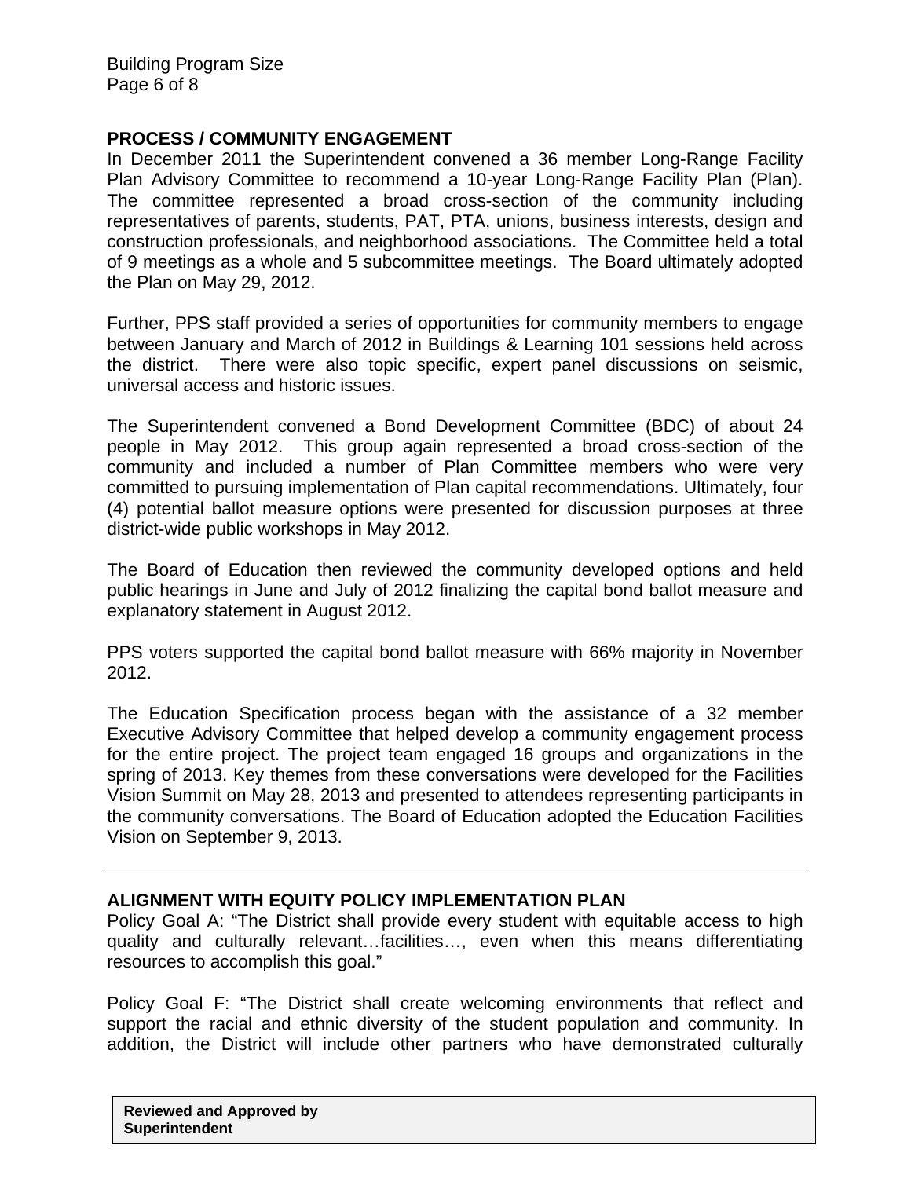## PROCESS / COMMUNITY ENGAGEMENT

In December 2011 the Superintendent convened a 36 member Long-Range Facility Plan Advisory Committee to recommend a 10-year Long-Range Facility Plan (Plan). The committee represented a broad cross-section of the community including representatives of parents, students, PAT, PTA, unions, business interests, design and construction professionals, and neighborhood associations. The Committee held a total of 9 meetings as a whole and 5 subcommittee meetings. The Board ultimately adopted the Plan on May 29, 2012.

Further, PPS staff provided a series of opportunities for community members to engage between January and March of 2012 in Buildings & Learning 101 sessions held across the district. There were also topic specific, expert panel discussions on seismic, universal access and historic issues.

The Superintendent convened a Bond Development Committee (BDC) of about 24 people in May 2012. This group again represented a broad cross-section of the community and included a number of Plan Committee members who were very committed to pursuing implementation of Plan capital recommendations. Ultimately, four (4) potential ballot measure options were presented for discussion purposes at three district-wide public workshops in May 2012.

The Board of Education then reviewed the community developed options and held public hearings in June and July of 2012 finalizing the capital bond ballot measure and explanatory statement in August 2012.

PPS voters supported the capital bond ballot measure with 66% majority in November 2012.

The Education Specification process began with the assistance of a 32 member Executive Advisory Committee that helped develop a community engagement process for the entire project. The project team engaged 16 groups and organizations in the spring of 2013. Key themes from these conversations were developed for the Facilities Vision Summit on May 28, 2013 and presented to attendees representing participants in the community conversations. The Board of Education adopted the Education Facilities Vision on September 9, 2013.

---

## ALIGNMENT WITH EQUITY POLICY IMPLEMENTATION PLAN

Policy Goal A: "The District shall provide every student with equitable access to high quality and culturally relevant…facilities…, even when this means differentiating resources to accomplish this goal."

Policy Goal F: "The District shall create welcoming environments that reflect and support the racial and ethnic diversity of the student population and community. In addition, the District will include other partners who have demonstrated culturally

**Reviewed and Approved by Superintendent**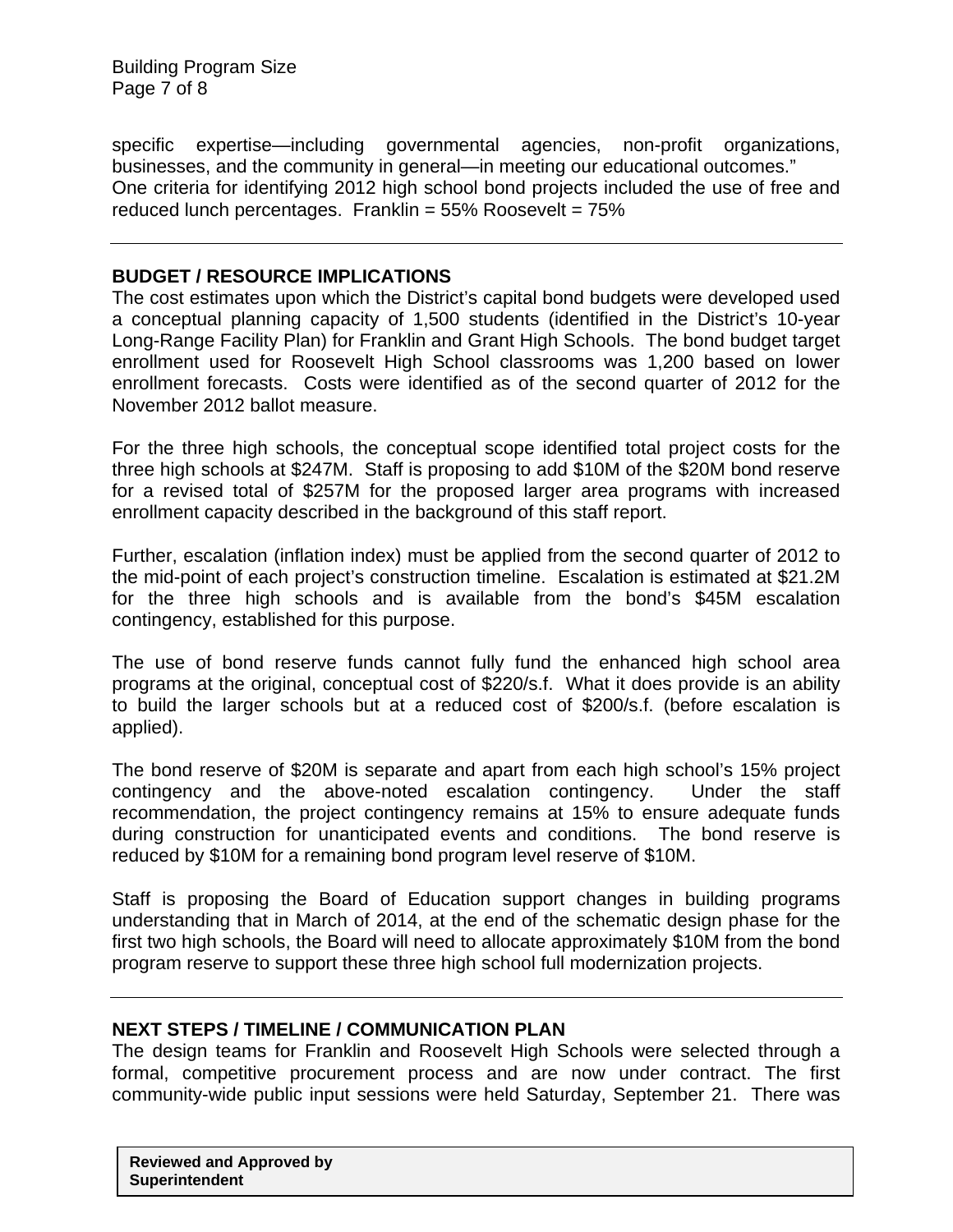specific expertise—including governmental agencies, non-profit organizations, businesses, and the community in general—in meeting our educational outcomes."
One criteria for identifying 2012 high school bond projects included the use of free and reduced lunch percentages. Franklin = 55% Roosevelt = 75%

---

**BUDGET / RESOURCE IMPLICATIONS**

The cost estimates upon which the District's capital bond budgets were developed used a conceptual planning capacity of 1,500 students (identified in the District's 10-year Long-Range Facility Plan) for Franklin and Grant High Schools. The bond budget target enrollment used for Roosevelt High School classrooms was 1,200 based on lower enrollment forecasts. Costs were identified as of the second quarter of 2012 for the November 2012 ballot measure.

For the three high schools, the conceptual scope identified total project costs for the three high schools at $247M. Staff is proposing to add $10M of the $20M bond reserve for a revised total of $257M for the proposed larger area programs with increased enrollment capacity described in the background of this staff report.

Further, escalation (inflation index) must be applied from the second quarter of 2012 to the mid-point of each project's construction timeline. Escalation is estimated at $21.2M for the three high schools and is available from the bond's $45M escalation contingency, established for this purpose.

The use of bond reserve funds cannot fully fund the enhanced high school area programs at the original, conceptual cost of $220/s.f. What it does provide is an ability to build the larger schools but at a reduced cost of $200/s.f. (before escalation is applied).

The bond reserve of $20M is separate and apart from each high school's 15% project contingency and the above-noted escalation contingency. Under the staff recommendation, the project contingency remains at 15% to ensure adequate funds during construction for unanticipated events and conditions. The bond reserve is reduced by $10M for a remaining bond program level reserve of $10M.

Staff is proposing the Board of Education support changes in building programs understanding that in March of 2014, at the end of the schematic design phase for the first two high schools, the Board will need to allocate approximately $10M from the bond program reserve to support these three high school full modernization projects.

---

**NEXT STEPS / TIMELINE / COMMUNICATION PLAN**

The design teams for Franklin and Roosevelt High Schools were selected through a formal, competitive procurement process and are now under contract. The first community-wide public input sessions were held Saturday, September 21. There was

**Reviewed and Approved by Superintendent**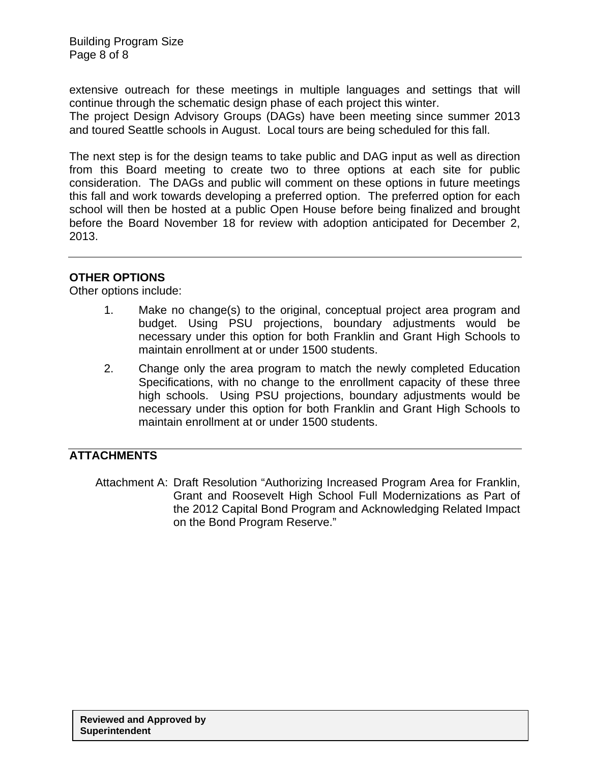extensive outreach for these meetings in multiple languages and settings that will continue through the schematic design phase of each project this winter.
The project Design Advisory Groups (DAGs) have been meeting since summer 2013 and toured Seattle schools in August. Local tours are being scheduled for this fall.

The next step is for the design teams to take public and DAG input as well as direction from this Board meeting to create two to three options at each site for public consideration. The DAGs and public will comment on these options in future meetings this fall and work towards developing a preferred option. The preferred option for each school will then be hosted at a public Open House before being finalized and brought before the Board November 18 for review with adoption anticipated for December 2, 2013.

---

**OTHER OPTIONS**
Other options include:

1. Make no change(s) to the original, conceptual project area program and budget. Using PSU projections, boundary adjustments would be necessary under this option for both Franklin and Grant High Schools to maintain enrollment at or under 1500 students.
2. Change only the area program to match the newly completed Education Specifications, with no change to the enrollment capacity of these three high schools. Using PSU projections, boundary adjustments would be necessary under this option for both Franklin and Grant High Schools to maintain enrollment at or under 1500 students.

---

**ATTACHMENTS**

Attachment A: Draft Resolution "Authorizing Increased Program Area for Franklin, Grant and Roosevelt High School Full Modernizations as Part of the 2012 Capital Bond Program and Acknowledging Related Impact on the Bond Program Reserve."

| **Reviewed and Approved by Superintendent** |
|---|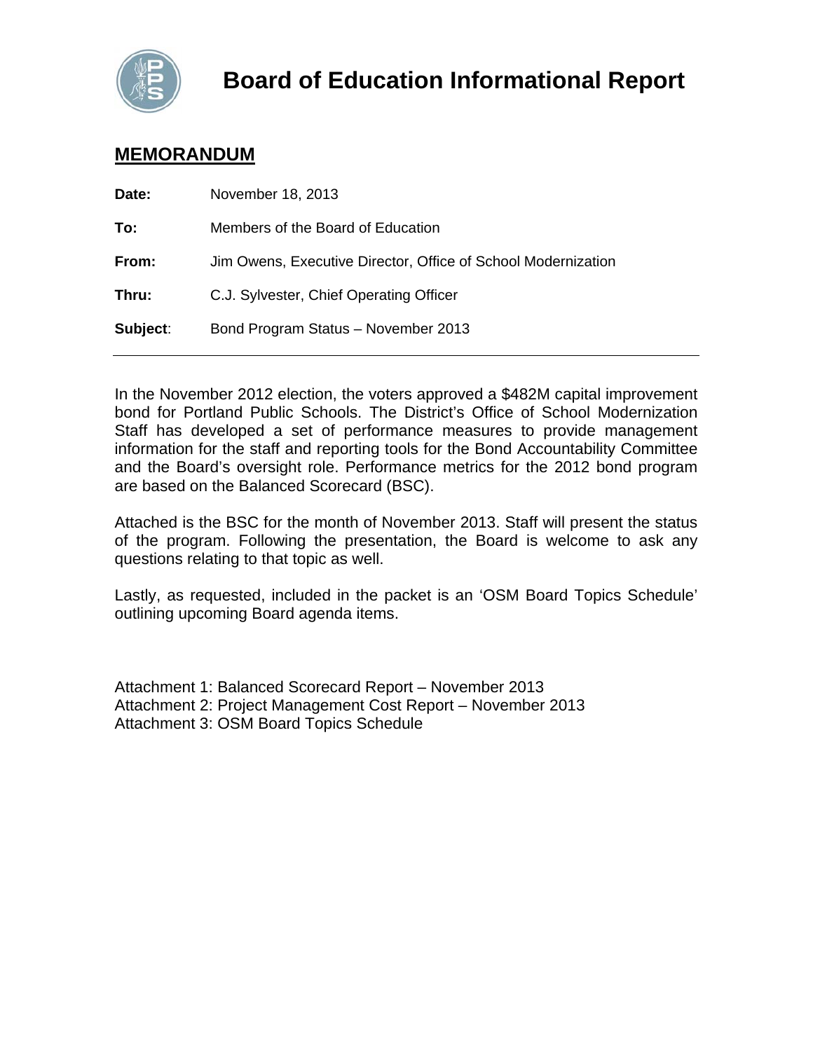# Board of Education Informational Report

## MEMORANDUM

**Date:** November 18, 2013

**To:** Members of the Board of Education

**From:** Jim Owens, Executive Director, Office of School Modernization

**Thru:** C.J. Sylvester, Chief Operating Officer

**Subject**: Bond Program Status – November 2013

---

In the November 2012 election, the voters approved a $482M capital improvement bond for Portland Public Schools. The District's Office of School Modernization Staff has developed a set of performance measures to provide management information for the staff and reporting tools for the Bond Accountability Committee and the Board's oversight role. Performance metrics for the 2012 bond program are based on the Balanced Scorecard (BSC).

Attached is the BSC for the month of November 2013. Staff will present the status of the program. Following the presentation, the Board is welcome to ask any questions relating to that topic as well.

Lastly, as requested, included in the packet is an 'OSM Board Topics Schedule' outlining upcoming Board agenda items.

Attachment 1: Balanced Scorecard Report – November 2013
Attachment 2: Project Management Cost Report – November 2013
Attachment 3: OSM Board Topics Schedule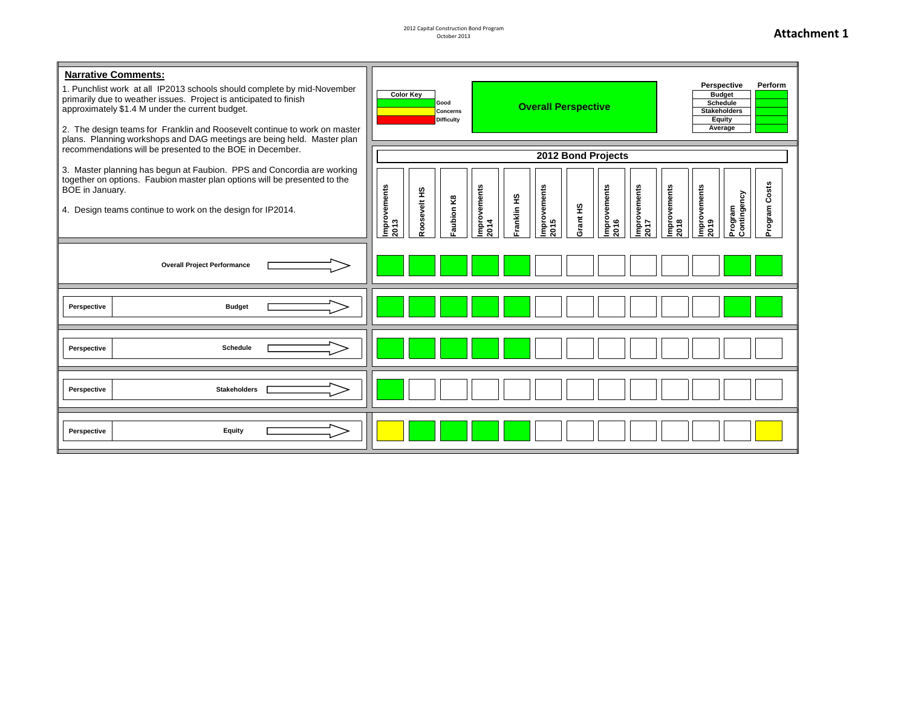2012 Capital Construction Bond Program
October 2013

# Attachment 1

**Narrative Comments:**

1. Punchlist work at all IP2013 schools should complete by mid-November primarily due to weather issues. Project is anticipated to finish approximately $1.4 M under the current budget.

2. The design teams for Franklin and Roosevelt continue to work on master plans. Planning workshops and DAG meetings are being held. Master plan recommendations will be presented to the BOE in December.

3. Master planning has begun at Faubion. PPS and Concordia are working together on options. Faubion master plan options will be presented to the BOE in January.

4. Design teams continue to work on the design for IP2014.

| Color Key | |
|---|---|
| Green | Good |
| Yellow | Concerns |
| Red | Difficulty |

**Overall Perspective** (Green)

| Perspective | Perform |
|---|---|
| Budget | Green |
| Schedule | Green |
| Stakeholders | Green |
| Equity | Green |
| Average | Green |

## 2012 Bond Projects

| | Improvements 2013 | Roosevelt HS | Faubion K8 | Improvements 2014 | Franklin HS | Improvements 2015 | Grant HS | Improvements 2016 | Improvements 2017 | Improvements 2018 | Improvements 2019 | Program Contingency | Program Costs |
|---|---|---|---|---|---|---|---|---|---|---|---|---|---|
| Overall Project Performance | Green | Green | Green | Green | Green | | | | | | | Green | Green |
| Perspective: Budget | Green | Green | Green | Green | Green | | | | | | | Green | Green |
| Perspective: Schedule | Green | Green | Green | Green | Green | | | | | | | | |
| Perspective: Stakeholders | Green | | | | | | | | | | | | |
| Perspective: Equity | Yellow | Green | Green | Green | Green | | | | | | | | Yellow |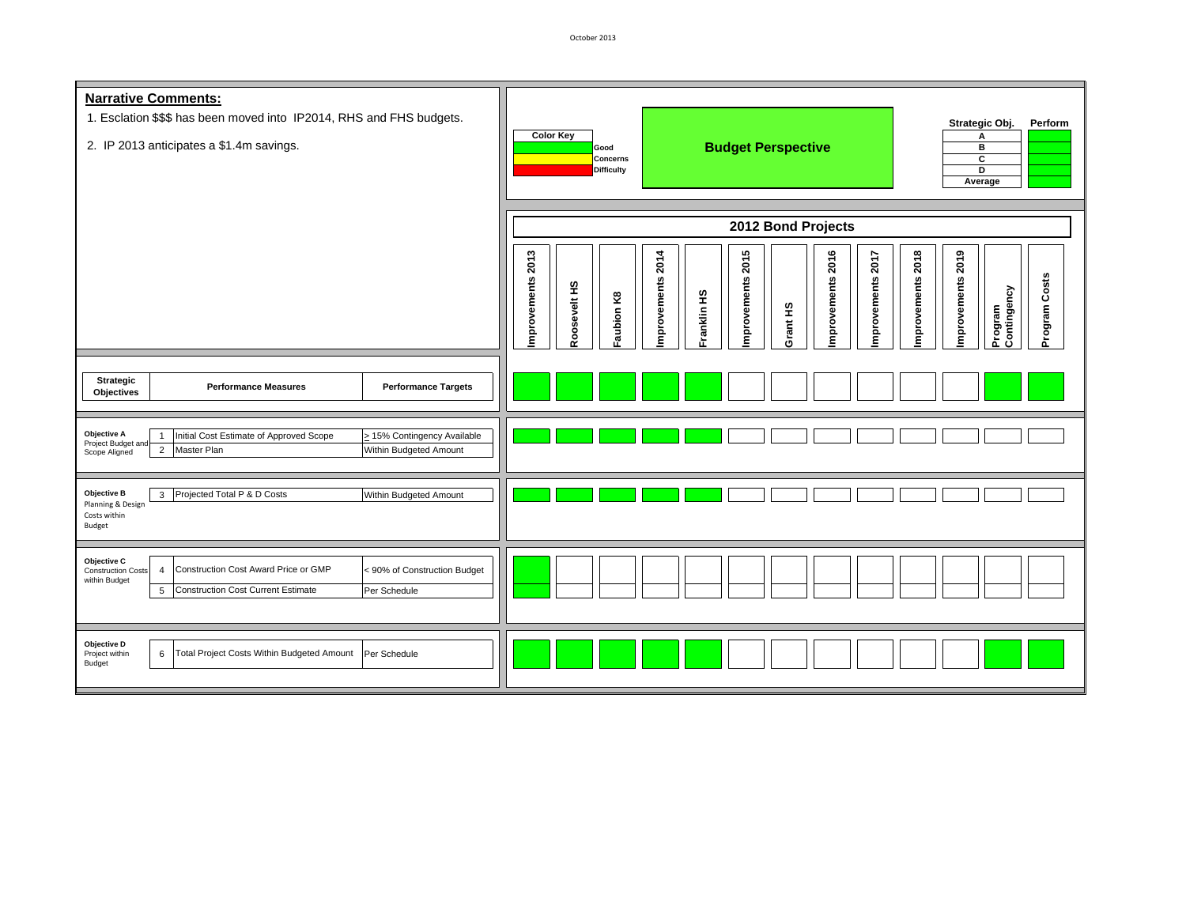October 2013

**Narrative Comments:**

1. Esclation $$$ has been moved into IP2014, RHS and FHS budgets.
2. IP 2013 anticipates a $1.4m savings.

| Color Key | |
|---|---|
| (green) | Good |
| (yellow) | Concerns |
| (red) | Difficulty |

## Budget Perspective

| Strategic Obj. | Perform |
|---|---|
| A | Green |
| B | Green |
| C | Green |
| D | Green |
| Average | Green |

### 2012 Bond Projects

| Strategic Objectives | # | Performance Measures | Performance Targets | Improvements 2013 | Roosevelt HS | Faubion K8 | Improvements 2014 | Franklin HS | Improvements 2015 | Grant HS | Improvements 2016 | Improvements 2017 | Improvements 2018 | Improvements 2019 | Program Contingency | Program Costs |
|---|---|---|---|---|---|---|---|---|---|---|---|---|---|---|---|---|
| | | | | Green | Green | Green | Green | Green | | | | | | | Green | Green |
| Objective A Project Budget and Scope Aligned | 1 | Initial Cost Estimate of Approved Scope | ≥ 15% Contingency Available | Green | Green | Green | Green | Green | | | | | | | | |
| | 2 | Master Plan | Within Budgeted Amount | | | | | | | | | | | | | |
| Objective B Planning & Design Costs within Budget | 3 | Projected Total P & D Costs | Within Budgeted Amount | Green | Green | Green | Green | Green | | | | | | | | |
| Objective C Construction Costs within Budget | 4 | Construction Cost Award Price or GMP | < 90% of Construction Budget | Green | | | | | | | | | | | | |
| | 5 | Construction Cost Current Estimate | Per Schedule | Green | | | | | | | | | | | | |
| Objective D Project within Budget | 6 | Total Project Costs Within Budgeted Amount | Per Schedule | Green | Green | Green | Green | Green | | | | | | | Green | Green |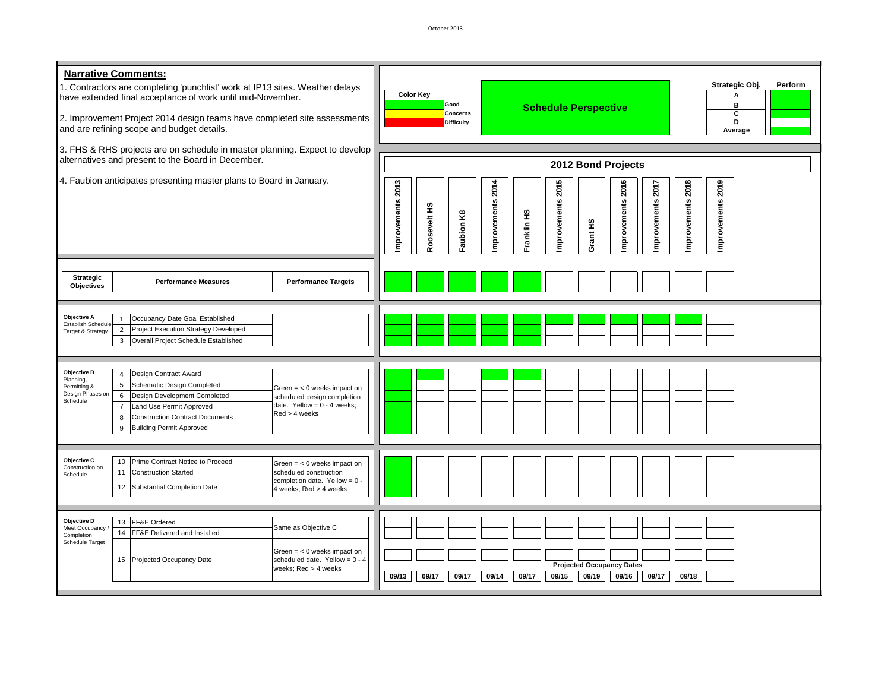October 2013

## Narrative Comments:

1. Contractors are completing 'punchlist' work at IP13 sites. Weather delays have extended final acceptance of work until mid-November.

2. Improvement Project 2014 design teams have completed site assessments and are refining scope and budget details.

3. FHS & RHS projects are on schedule in master planning. Expect to develop alternatives and present to the Board in December.

4. Faubion anticipates presenting master plans to Board in January.

**Color Key**

| Color | Meaning |
|---|---|
| Green | Good |
| Yellow | Concerns |
| Red | Difficulty |

**Schedule Perspective**

| Strategic Obj. | Perform |
|---|---|
| A | Green |
| B | Green |
| C | Green |
| D | |
| Average | Green |

## 2012 Bond Projects

| Strategic Objectives | # | Performance Measures | Performance Targets | Improvements 2013 | Roosevelt HS | Faubion K8 | Improvements 2014 | Franklin HS | Improvements 2015 | Grant HS | Improvements 2016 | Improvements 2017 | Improvements 2018 | Improvements 2019 |
|---|---|---|---|---|---|---|---|---|---|---|---|---|---|---|
| | | | | Green | Green | Green | Green | Green | | | | | | |
| Objective A Establish Schedule Target & Strategy | 1 | Occupancy Date Goal Established | | Green | Green | Green | Green | Green | Green | Green | Green | Green | Green | |
| | 2 | Project Execution Strategy Developed | | Green | Green | Green | Green | Green | | | | | | |
| | 3 | Overall Project Schedule Established | | Green | Green | Green | Green | Green | | | | | | |
| Objective B Planning, Permitting & Design Phases on Schedule | 4 | Design Contract Award | Green = < 0 weeks impact on scheduled design completion date. Yellow = 0 - 4 weeks; Red > 4 weeks | Green | Green | | Green | Green | | | | | | |
| | 5 | Schematic Design Completed | | Green | | | | | | | | | | |
| | 6 | Design Development Completed | | Green | | | | | | | | | | |
| | 7 | Land Use Permit Approved | | Green | | | | | | | | | | |
| | 8 | Construction Contract Documents | | Green | | | | | | | | | | |
| | 9 | Building Permit Approved | | Green | | | | | | | | | | |
| Objective C Construction on Schedule | 10 | Prime Contract Notice to Proceed | Green = < 0 weeks impact on scheduled construction completion date. Yellow = 0 - 4 weeks; Red > 4 weeks | Green | | | | | | | | | | |
| | 11 | Construction Started | | Green | | | | | | | | | | |
| | 12 | Substantial Completion Date | | Green | | | | | | | | | | |
| Objective D Meet Occupancy / Completion Schedule Target | 13 | FF&E Ordered | Same as Objective C | | | | | | | | | | | |
| | 14 | FF&E Delivered and Installed | | | | | | | | | | | | |
| | 15 | Projected Occupancy Date | Green = < 0 weeks impact on scheduled date. Yellow = 0 - 4 weeks; Red > 4 weeks | | | | | | | | | | | |
| | | Projected Occupancy Dates | | 09/13 | 09/17 | 09/17 | 09/14 | 09/17 | 09/15 | 09/19 | 09/16 | 09/17 | 09/18 | |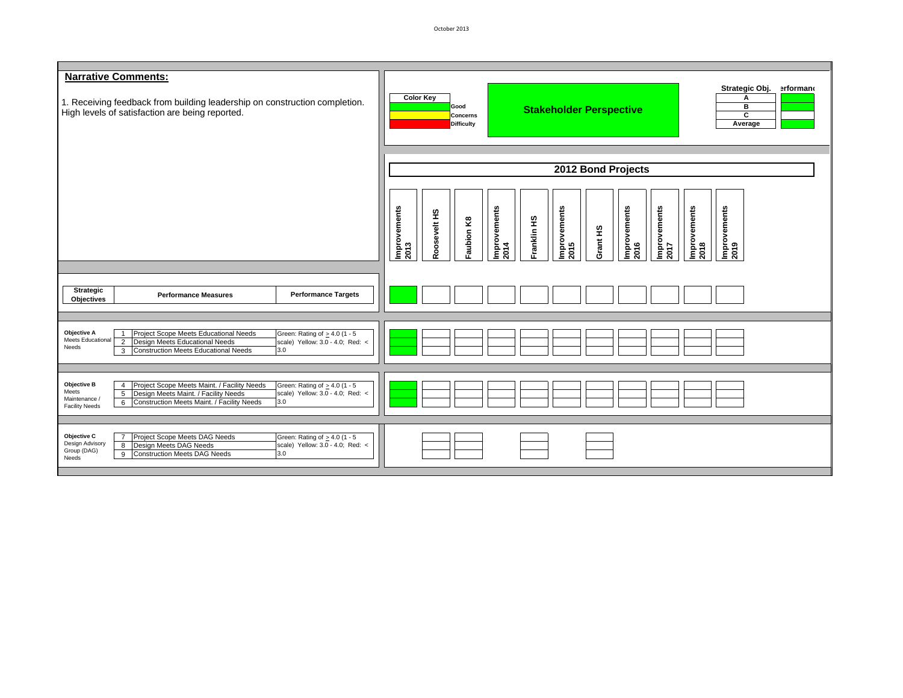October 2013

## Narrative Comments:

1. Receiving feedback from building leadership on construction completion. High levels of satisfaction are being reported.

| Color Key | |
|---|---|
| Green | Good |
| Yellow | Concerns |
| Red | Difficulty |

## Stakeholder Perspective

| Strategic Obj. | Performance |
|---|---|
| A | Green |
| B | Green |
| C | |
| Average | Green |

### 2012 Bond Projects

| Strategic Objectives | | Performance Measures | Performance Targets | Improvements 2013 | Roosevelt HS | Faubion K8 | Improvements 2014 | Franklin HS | Improvements 2015 | Grant HS | Improvements 2016 | Improvements 2017 | Improvements 2018 | Improvements 2019 |
|---|---|---|---|---|---|---|---|---|---|---|---|---|---|---|
| | | | | Green | | | | | | | | | | |
| Objective A Meets Educational Needs | 1 | Project Scope Meets Educational Needs | Green: Rating of > 4.0 (1 - 5 scale) Yellow: 3.0 - 4.0; Red: < 3.0 | Green | | | | | | | | | | |
| | 2 | Design Meets Educational Needs | | Green | | | | | | | | | | |
| | 3 | Construction Meets Educational Needs | | Green | | | | | | | | | | |
| Objective B Meets Maintenance / Facility Needs | 4 | Project Scope Meets Maint. / Facility Needs | Green: Rating of > 4.0 (1 - 5 scale) Yellow: 3.0 - 4.0; Red: < 3.0 | Green | | | | | | | | | | |
| | 5 | Design Meets Maint. / Facility Needs | | Green | | | | | | | | | | |
| | 6 | Construction Meets Maint. / Facility Needs | | Green | | | | | | | | | | |
| Objective C Design Advisory Group (DAG) Needs | 7 | Project Scope Meets DAG Needs | Green: Rating of > 4.0 (1 - 5 scale) Yellow: 3.0 - 4.0; Red: < 3.0 | | | | | | | | | | | |
| | 8 | Design Meets DAG Needs | | | | | | | | | | | | |
| | 9 | Construction Meets DAG Needs | | | | | | | | | | | | |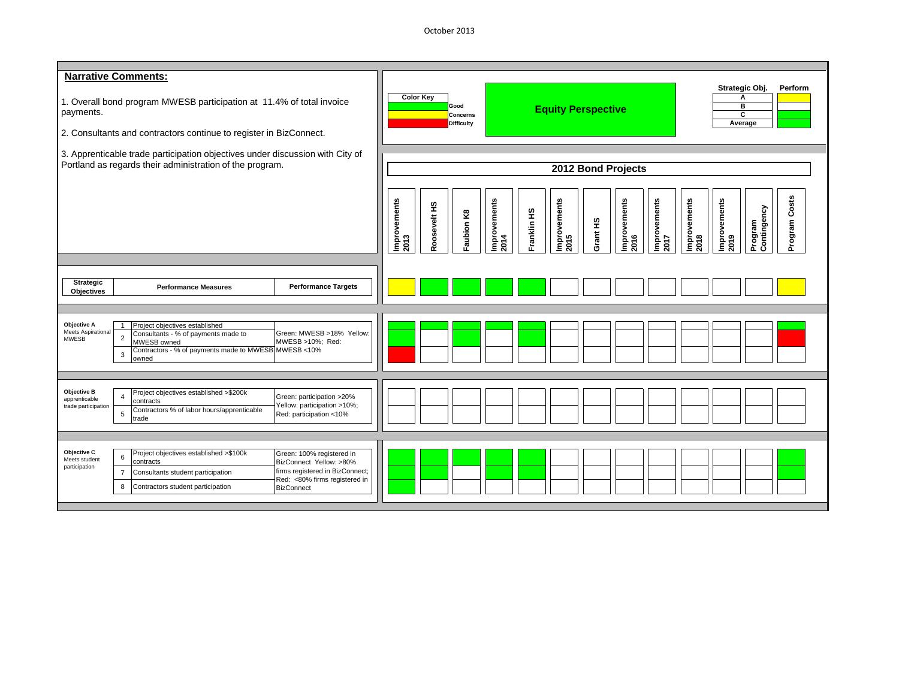October 2013

## Narrative Comments:

1. Overall bond program MWESB participation at 11.4% of total invoice payments.

2. Consultants and contractors continue to register in BizConnect.

3. Apprenticable trade participation objectives under discussion with City of Portland as regards their administration of the program.

| Color Key | |
|---|---|
| Green | Good |
| Yellow | Concerns |
| Red | Difficulty |

**Equity Perspective**

| Strategic Obj. | Perform |
|---|---|
| A | Yellow |
| B | |
| C | Green |
| Average | Green |

### 2012 Bond Projects

| Strategic Objectives | # | Performance Measures | Performance Targets | Improvements 2013 | Roosevelt HS | Faubion K8 | Improvements 2014 | Franklin HS | Improvements 2015 | Grant HS | Improvements 2016 | Improvements 2017 | Improvements 2018 | Improvements 2019 | Program Contingency | Program Costs |
|---|---|---|---|---|---|---|---|---|---|---|---|---|---|---|---|---|
| | | | | Yellow | Green | Green | Green | Green | | | | | | | | Yellow |
| Objective A Meets Aspirational MWESB | 1 | Project objectives established | Green: MWESB >18% Yellow: MWESB >10%; Red: MWESB <10% | Green | Green | Green | Green | Green | | | | | | | | Green |
| | 2 | Consultants - % of payments made to MWESB owned | | Green | | Green | | Green | | | | | | | | Red |
| | 3 | Contractors - % of payments made to MWESB owned | | Red | | | | | | | | | | | | |
| Objective B apprenticable trade participation | 4 | Project objectives established >$200k contracts | Green: participation >20% Yellow: participation >10%; Red: participation <10% | | | | | | | | | | | | | |
| | 5 | Contractors % of labor hours/apprenticable trade | | | | | | | | | | | | | | |
| Objective C Meets student participation | 6 | Project objectives established >$100k contracts | Green: 100% registered in BizConnect Yellow: >80% firms registered in BizConnect; Red: <80% firms registered in BizConnect | Green | Green | Green | Green | Green | | | | | | | | Green |
| | 7 | Consultants student participation | | Green | Green | | Green | Green | | | | | | | | Green |
| | 8 | Contractors student participation | | Green | | | | | | | | | | | | |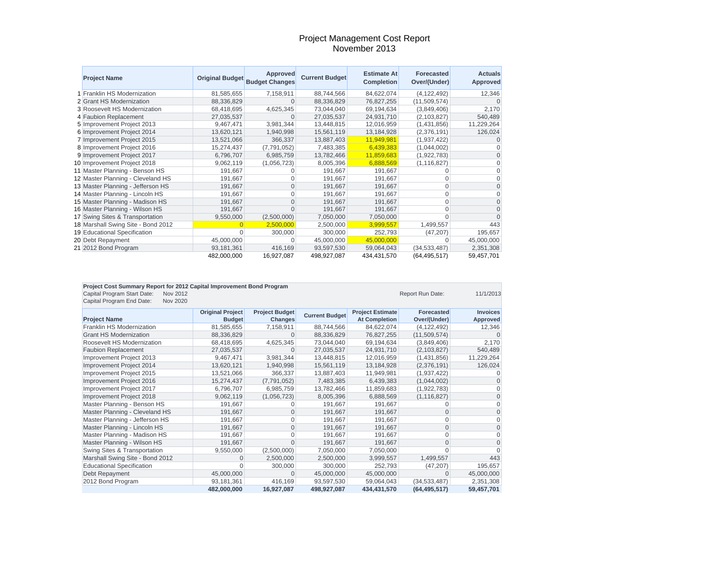# Project Management Cost Report
## November 2013

| | Project Name | Original Budget | Approved Budget Changes | Current Budget | Estimate At Completion | Forecasted Over/(Under) | Actuals Approved |
|---|---|---|---|---|---|---|---|
| 1 | Franklin HS Modernization | 81,585,655 | 7,158,911 | 88,744,566 | 84,622,074 | (4,122,492) | 12,346 |
| 2 | Grant HS Modernization | 88,336,829 | 0 | 88,336,829 | 76,827,255 | (11,509,574) | 0 |
| 3 | Roosevelt HS Modernization | 68,418,695 | 4,625,345 | 73,044,040 | 69,194,634 | (3,849,406) | 2,170 |
| 4 | Faubion Replacement | 27,035,537 | 0 | 27,035,537 | 24,931,710 | (2,103,827) | 540,489 |
| 5 | Improvement Project 2013 | 9,467,471 | 3,981,344 | 13,448,815 | 12,016,959 | (1,431,856) | 11,229,264 |
| 6 | Improvement Project 2014 | 13,620,121 | 1,940,998 | 15,561,119 | 13,184,928 | (2,376,191) | 126,024 |
| 7 | Improvement Project 2015 | 13,521,066 | 366,337 | 13,887,403 | 11,949,981 | (1,937,422) | 0 |
| 8 | Improvement Project 2016 | 15,274,437 | (7,791,052) | 7,483,385 | 6,439,383 | (1,044,002) | 0 |
| 9 | Improvement Project 2017 | 6,796,707 | 6,985,759 | 13,782,466 | 11,859,683 | (1,922,783) | 0 |
| 10 | Improvement Project 2018 | 9,062,119 | (1,056,723) | 8,005,396 | 6,888,569 | (1,116,827) | 0 |
| 11 | Master Planning - Benson HS | 191,667 | 0 | 191,667 | 191,667 | 0 | 0 |
| 12 | Master Planning - Cleveland HS | 191,667 | 0 | 191,667 | 191,667 | 0 | 0 |
| 13 | Master Planning - Jefferson HS | 191,667 | 0 | 191,667 | 191,667 | 0 | 0 |
| 14 | Master Planning - Lincoln HS | 191,667 | 0 | 191,667 | 191,667 | 0 | 0 |
| 15 | Master Planning - Madison HS | 191,667 | 0 | 191,667 | 191,667 | 0 | 0 |
| 16 | Master Planning - Wilson HS | 191,667 | 0 | 191,667 | 191,667 | 0 | 0 |
| 17 | Swing Sites & Transportation | 9,550,000 | (2,500,000) | 7,050,000 | 7,050,000 | 0 | 0 |
| 18 | Marshall Swing Site - Bond 2012 | 0 | 2,500,000 | 2,500,000 | 3,999,557 | 1,499,557 | 443 |
| 19 | Educational Specification | 0 | 300,000 | 300,000 | 252,793 | (47,207) | 195,657 |
| 20 | Debt Repayment | 45,000,000 | 0 | 45,000,000 | 45,000,000 | 0 | 45,000,000 |
| 21 | 2012 Bond Program | 93,181,361 | 416,169 | 93,597,530 | 59,064,043 | (34,533,487) | 2,351,308 |
| | | 482,000,000 | 16,927,087 | 498,927,087 | 434,431,570 | (64,495,517) | 59,457,701 |

**Project Cost Summary Report for 2012 Capital Improvement Bond Program**

Capital Program Start Date: Nov 2012
Capital Program End Date: Nov 2020

Report Run Date: 11/1/2013

| Project Name | Original Project Budget | Project Budget Changes | Current Budget | Project Estimate At Completion | Forecasted Over/(Under) | Invoices Approved |
|---|---|---|---|---|---|---|
| Franklin HS Modernization | 81,585,655 | 7,158,911 | 88,744,566 | 84,622,074 | (4,122,492) | 12,346 |
| Grant HS Modernization | 88,336,829 | 0 | 88,336,829 | 76,827,255 | (11,509,574) | 0 |
| Roosevelt HS Modernization | 68,418,695 | 4,625,345 | 73,044,040 | 69,194,634 | (3,849,406) | 2,170 |
| Faubion Replacement | 27,035,537 | 0 | 27,035,537 | 24,931,710 | (2,103,827) | 540,489 |
| Improvement Project 2013 | 9,467,471 | 3,981,344 | 13,448,815 | 12,016,959 | (1,431,856) | 11,229,264 |
| Improvement Project 2014 | 13,620,121 | 1,940,998 | 15,561,119 | 13,184,928 | (2,376,191) | 126,024 |
| Improvement Project 2015 | 13,521,066 | 366,337 | 13,887,403 | 11,949,981 | (1,937,422) | 0 |
| Improvement Project 2016 | 15,274,437 | (7,791,052) | 7,483,385 | 6,439,383 | (1,044,002) | 0 |
| Improvement Project 2017 | 6,796,707 | 6,985,759 | 13,782,466 | 11,859,683 | (1,922,783) | 0 |
| Improvement Project 2018 | 9,062,119 | (1,056,723) | 8,005,396 | 6,888,569 | (1,116,827) | 0 |
| Master Planning - Benson HS | 191,667 | 0 | 191,667 | 191,667 | 0 | 0 |
| Master Planning - Cleveland HS | 191,667 | 0 | 191,667 | 191,667 | 0 | 0 |
| Master Planning - Jefferson HS | 191,667 | 0 | 191,667 | 191,667 | 0 | 0 |
| Master Planning - Lincoln HS | 191,667 | 0 | 191,667 | 191,667 | 0 | 0 |
| Master Planning - Madison HS | 191,667 | 0 | 191,667 | 191,667 | 0 | 0 |
| Master Planning - Wilson HS | 191,667 | 0 | 191,667 | 191,667 | 0 | 0 |
| Swing Sites & Transportation | 9,550,000 | (2,500,000) | 7,050,000 | 7,050,000 | 0 | 0 |
| Marshall Swing Site - Bond 2012 | 0 | 2,500,000 | 2,500,000 | 3,999,557 | 1,499,557 | 443 |
| Educational Specification | 0 | 300,000 | 300,000 | 252,793 | (47,207) | 195,657 |
| Debt Repayment | 45,000,000 | 0 | 45,000,000 | 45,000,000 | 0 | 45,000,000 |
| 2012 Bond Program | 93,181,361 | 416,169 | 93,597,530 | 59,064,043 | (34,533,487) | 2,351,308 |
| | **482,000,000** | **16,927,087** | **498,927,087** | **434,431,570** | **(64,495,517)** | **59,457,701** |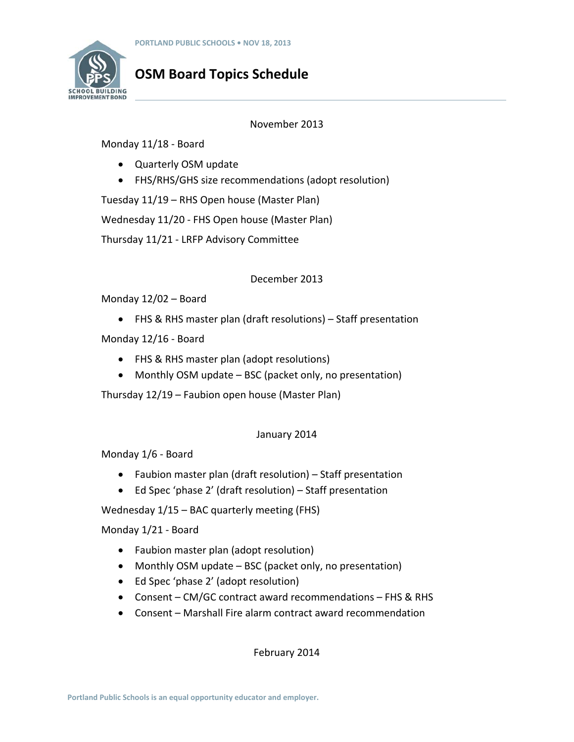PORTLAND PUBLIC SCHOOLS • NOV 18, 2013

# OSM Board Topics Schedule

November 2013

Monday 11/18 - Board

- Quarterly OSM update
- FHS/RHS/GHS size recommendations (adopt resolution)

Tuesday 11/19 – RHS Open house (Master Plan)

Wednesday 11/20 - FHS Open house (Master Plan)

Thursday 11/21 - LRFP Advisory Committee

December 2013

Monday 12/02 – Board

- FHS & RHS master plan (draft resolutions) – Staff presentation

Monday 12/16 - Board

- FHS & RHS master plan (adopt resolutions)
- Monthly OSM update – BSC (packet only, no presentation)

Thursday 12/19 – Faubion open house (Master Plan)

January 2014

Monday 1/6 - Board

- Faubion master plan (draft resolution) – Staff presentation
- Ed Spec 'phase 2' (draft resolution) – Staff presentation

Wednesday 1/15 – BAC quarterly meeting (FHS)

Monday 1/21 - Board

- Faubion master plan (adopt resolution)
- Monthly OSM update – BSC (packet only, no presentation)
- Ed Spec 'phase 2' (adopt resolution)
- Consent – CM/GC contract award recommendations – FHS & RHS
- Consent – Marshall Fire alarm contract award recommendation

February 2014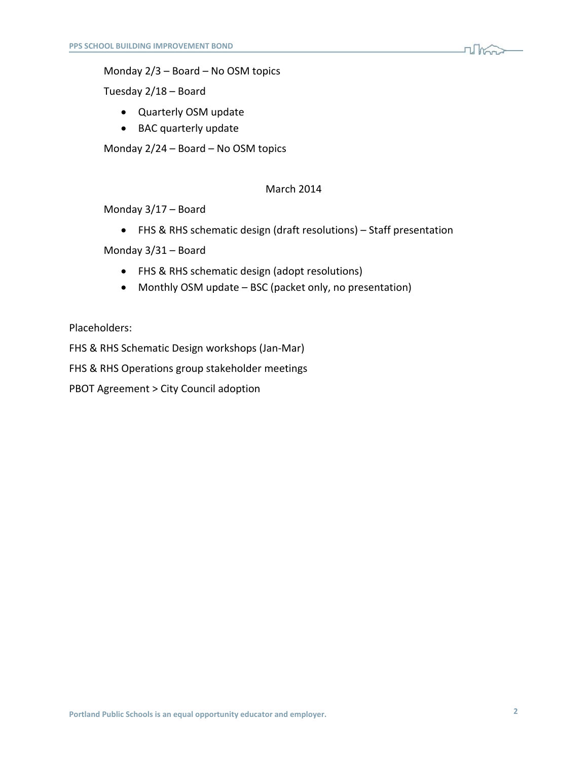Monday 2/3 – Board – No OSM topics

Tuesday 2/18 – Board

- Quarterly OSM update
- BAC quarterly update

Monday 2/24 – Board – No OSM topics

March 2014

Monday 3/17 – Board

- FHS & RHS schematic design (draft resolutions) – Staff presentation

Monday 3/31 – Board

- FHS & RHS schematic design (adopt resolutions)
- Monthly OSM update – BSC (packet only, no presentation)

Placeholders:

FHS & RHS Schematic Design workshops (Jan-Mar)

FHS & RHS Operations group stakeholder meetings

PBOT Agreement > City Council adoption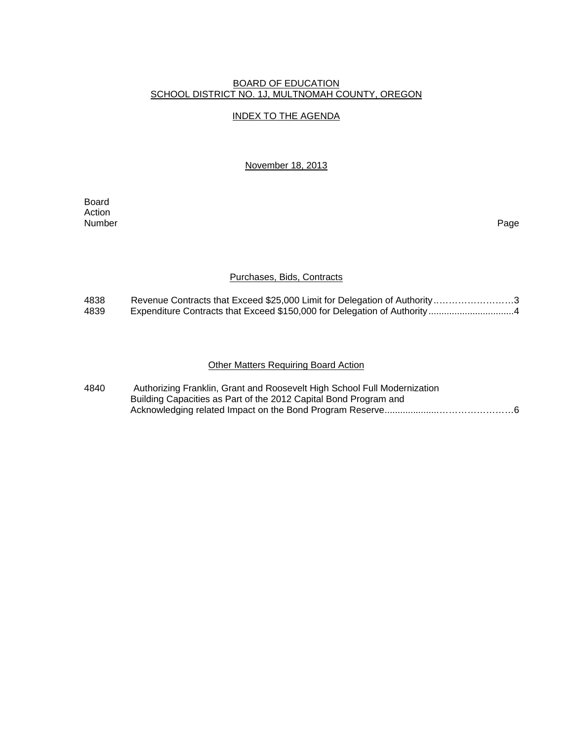BOARD OF EDUCATION
SCHOOL DISTRICT NO. 1J, MULTNOMAH COUNTY, OREGON

INDEX TO THE AGENDA

November 18, 2013

| Board Action Number | | Page |
|---|---|---|

## Purchases, Bids, Contracts

| | | |
|---|---|---|
| 4838 | Revenue Contracts that Exceed $25,000 Limit for Delegation of Authority | 3 |
| 4839 | Expenditure Contracts that Exceed $150,000 for Delegation of Authority | 4 |

## Other Matters Requiring Board Action

| | | |
|---|---|---|
| 4840 | Authorizing Franklin, Grant and Roosevelt High School Full Modernization Building Capacities as Part of the 2012 Capital Bond Program and Acknowledging related Impact on the Bond Program Reserve | 6 |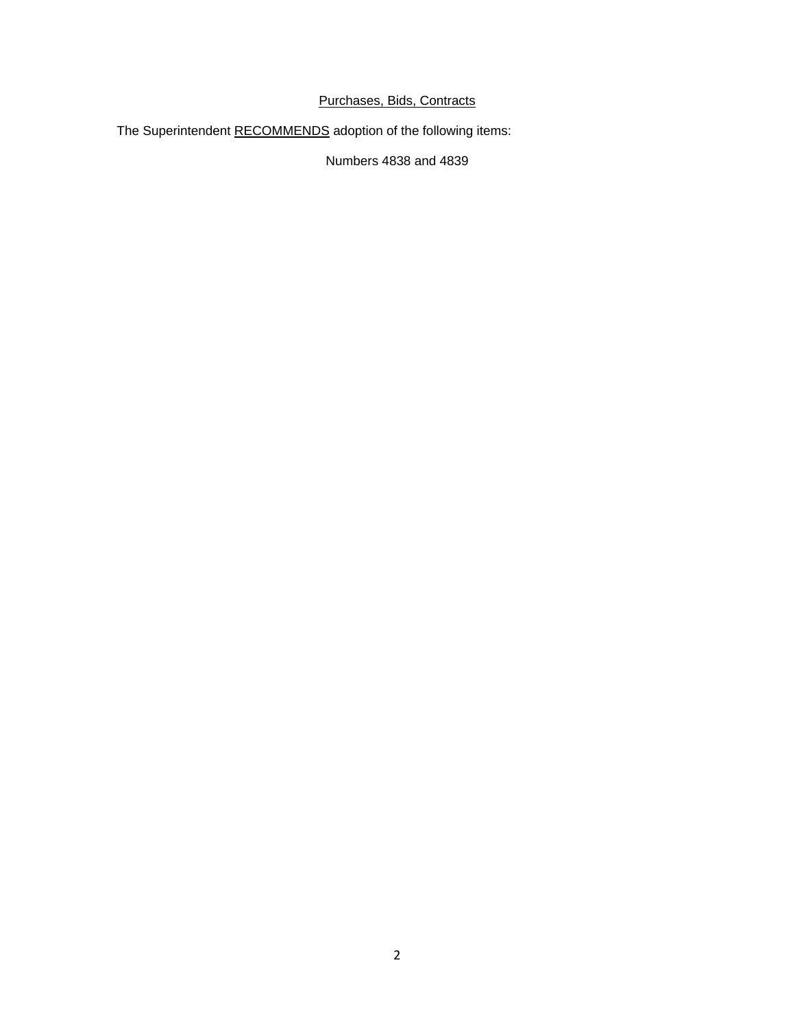<u>Purchases, Bids, Contracts</u>

The Superintendent <u>RECOMMENDS</u> adoption of the following items:

Numbers 4838 and 4839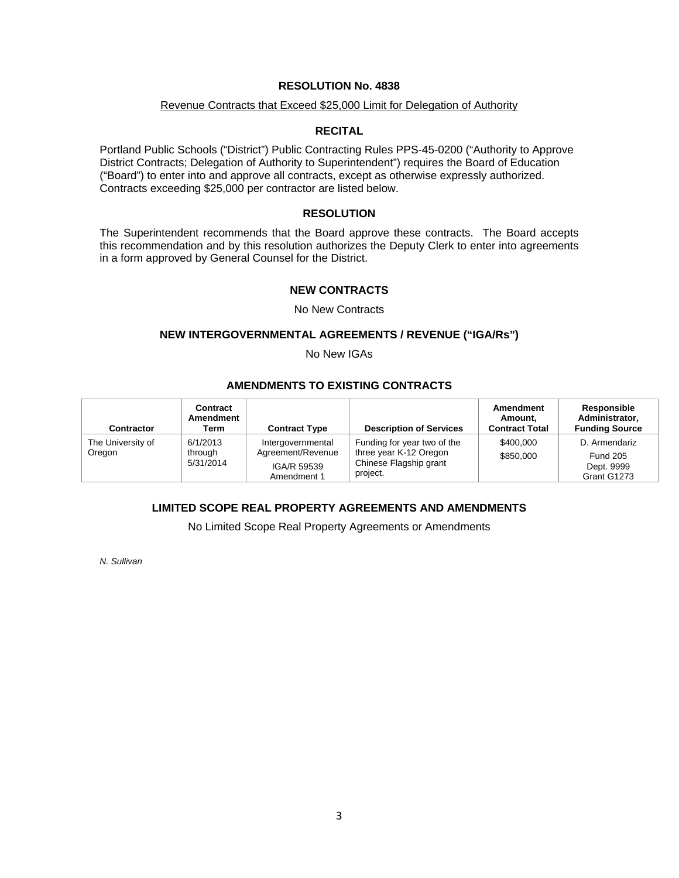## RESOLUTION No. 4838

Revenue Contracts that Exceed $25,000 Limit for Delegation of Authority

### RECITAL

Portland Public Schools ("District") Public Contracting Rules PPS-45-0200 ("Authority to Approve District Contracts; Delegation of Authority to Superintendent") requires the Board of Education ("Board") to enter into and approve all contracts, except as otherwise expressly authorized. Contracts exceeding $25,000 per contractor are listed below.

### RESOLUTION

The Superintendent recommends that the Board approve these contracts. The Board accepts this recommendation and by this resolution authorizes the Deputy Clerk to enter into agreements in a form approved by General Counsel for the District.

### NEW CONTRACTS

No New Contracts

### NEW INTERGOVERNMENTAL AGREEMENTS / REVENUE ("IGA/Rs")

No New IGAs

### AMENDMENTS TO EXISTING CONTRACTS

| Contractor | Contract Amendment Term | Contract Type | Description of Services | Amendment Amount, Contract Total | Responsible Administrator, Funding Source |
|---|---|---|---|---|---|
| The University of Oregon | 6/1/2013 through 5/31/2014 | Intergovernmental Agreement/Revenue IGA/R 59539 Amendment 1 | Funding for year two of the three year K-12 Oregon Chinese Flagship grant project. | $400,000 $850,000 | D. Armendariz Fund 205 Dept. 9999 Grant G1273 |

### LIMITED SCOPE REAL PROPERTY AGREEMENTS AND AMENDMENTS

No Limited Scope Real Property Agreements or Amendments

*N. Sullivan*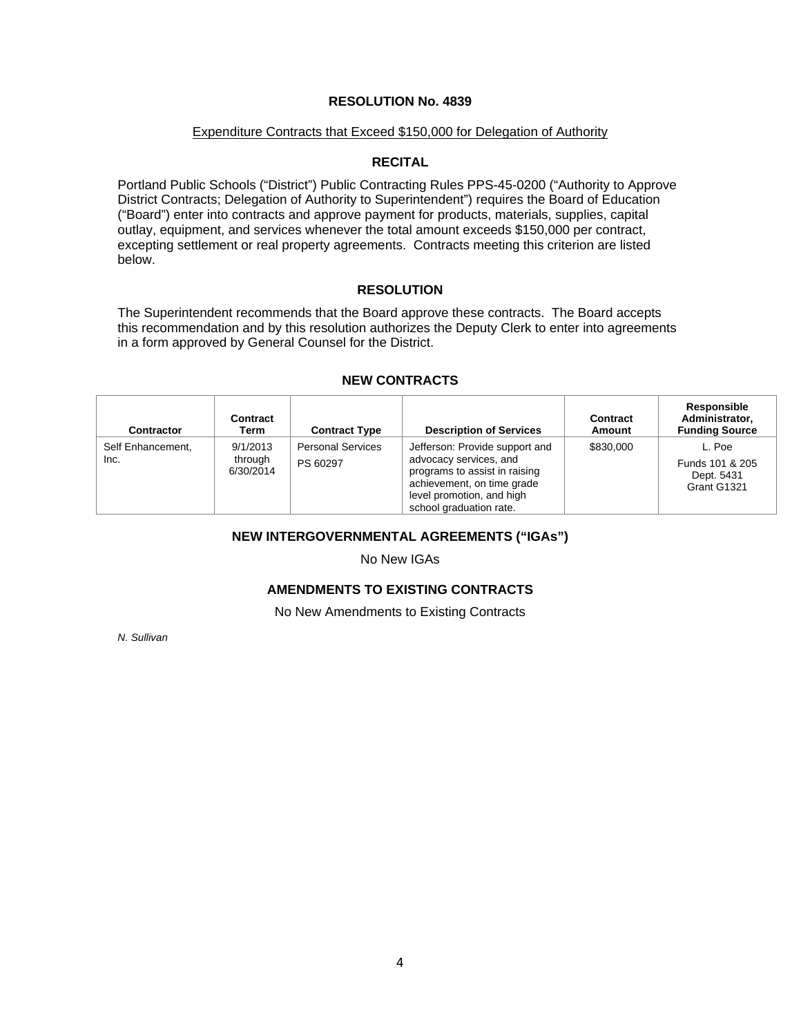# RESOLUTION No. 4839

Expenditure Contracts that Exceed $150,000 for Delegation of Authority

## RECITAL

Portland Public Schools ("District") Public Contracting Rules PPS-45-0200 ("Authority to Approve District Contracts; Delegation of Authority to Superintendent") requires the Board of Education ("Board") enter into contracts and approve payment for products, materials, supplies, capital outlay, equipment, and services whenever the total amount exceeds $150,000 per contract, excepting settlement or real property agreements. Contracts meeting this criterion are listed below.

## RESOLUTION

The Superintendent recommends that the Board approve these contracts. The Board accepts this recommendation and by this resolution authorizes the Deputy Clerk to enter into agreements in a form approved by General Counsel for the District.

## NEW CONTRACTS

| Contractor | Contract Term | Contract Type | Description of Services | Contract Amount | Responsible Administrator, Funding Source |
|---|---|---|---|---|---|
| Self Enhancement, Inc. | 9/1/2013 through 6/30/2014 | Personal Services PS 60297 | Jefferson: Provide support and advocacy services, and programs to assist in raising achievement, on time grade level promotion, and high school graduation rate. | $830,000 | L. Poe Funds 101 & 205 Dept. 5431 Grant G1321 |

## NEW INTERGOVERNMENTAL AGREEMENTS ("IGAs")

No New IGAs

## AMENDMENTS TO EXISTING CONTRACTS

No New Amendments to Existing Contracts

*N. Sullivan*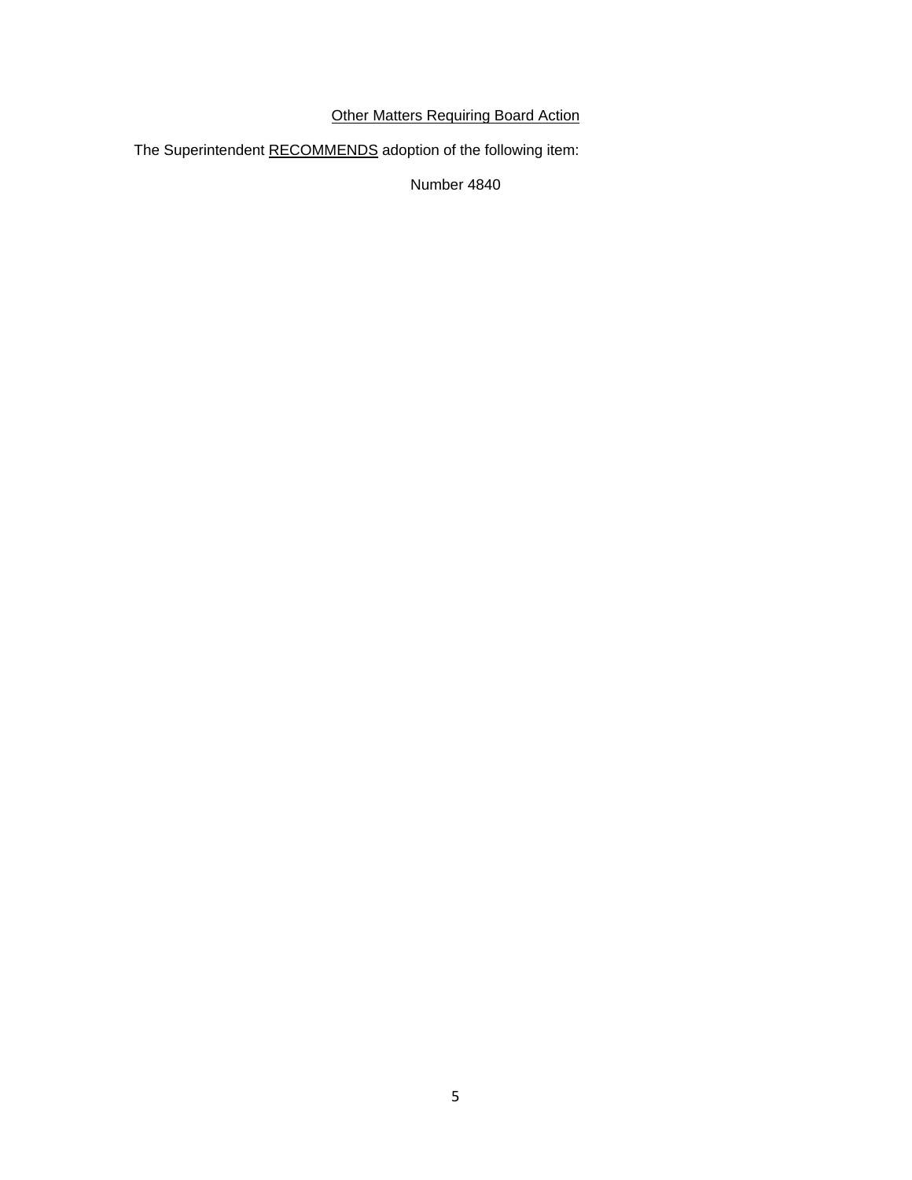<u>Other Matters Requiring Board Action</u>

The Superintendent <u>RECOMMENDS</u> adoption of the following item:

Number 4840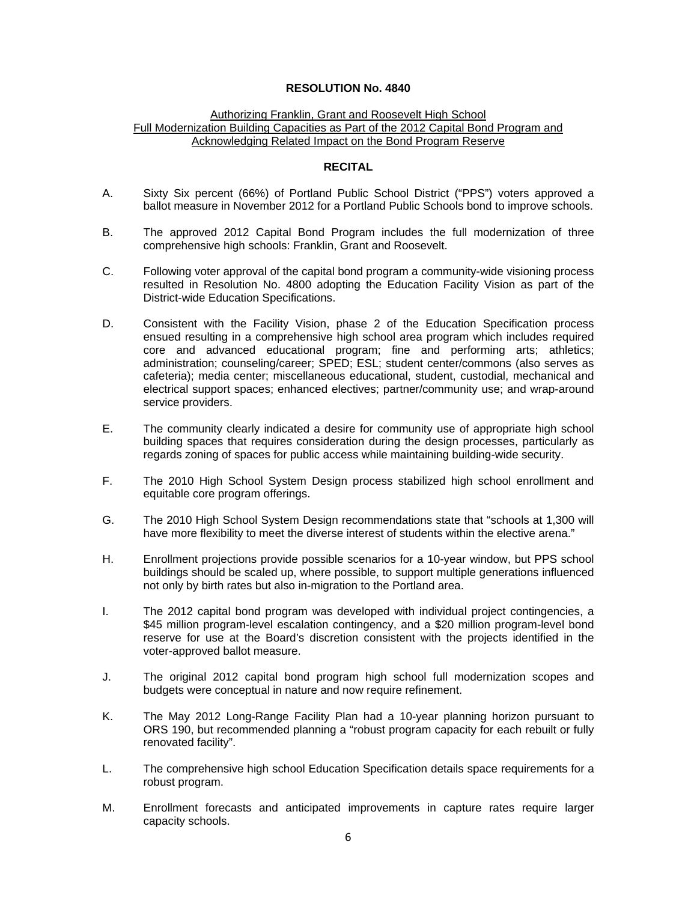# RESOLUTION No. 4840

Authorizing Franklin, Grant and Roosevelt High School Full Modernization Building Capacities as Part of the 2012 Capital Bond Program and Acknowledging Related Impact on the Bond Program Reserve

## RECITAL

A. Sixty Six percent (66%) of Portland Public School District ("PPS") voters approved a ballot measure in November 2012 for a Portland Public Schools bond to improve schools.

B. The approved 2012 Capital Bond Program includes the full modernization of three comprehensive high schools: Franklin, Grant and Roosevelt.

C. Following voter approval of the capital bond program a community-wide visioning process resulted in Resolution No. 4800 adopting the Education Facility Vision as part of the District-wide Education Specifications.

D. Consistent with the Facility Vision, phase 2 of the Education Specification process ensued resulting in a comprehensive high school area program which includes required core and advanced educational program; fine and performing arts; athletics; administration; counseling/career; SPED; ESL; student center/commons (also serves as cafeteria); media center; miscellaneous educational, student, custodial, mechanical and electrical support spaces; enhanced electives; partner/community use; and wrap-around service providers.

E. The community clearly indicated a desire for community use of appropriate high school building spaces that requires consideration during the design processes, particularly as regards zoning of spaces for public access while maintaining building-wide security.

F. The 2010 High School System Design process stabilized high school enrollment and equitable core program offerings.

G. The 2010 High School System Design recommendations state that "schools at 1,300 will have more flexibility to meet the diverse interest of students within the elective arena."

H. Enrollment projections provide possible scenarios for a 10-year window, but PPS school buildings should be scaled up, where possible, to support multiple generations influenced not only by birth rates but also in-migration to the Portland area.

I. The 2012 capital bond program was developed with individual project contingencies, a $45 million program-level escalation contingency, and a $20 million program-level bond reserve for use at the Board's discretion consistent with the projects identified in the voter-approved ballot measure.

J. The original 2012 capital bond program high school full modernization scopes and budgets were conceptual in nature and now require refinement.

K. The May 2012 Long-Range Facility Plan had a 10-year planning horizon pursuant to ORS 190, but recommended planning a "robust program capacity for each rebuilt or fully renovated facility".

L. The comprehensive high school Education Specification details space requirements for a robust program.

M. Enrollment forecasts and anticipated improvements in capture rates require larger capacity schools.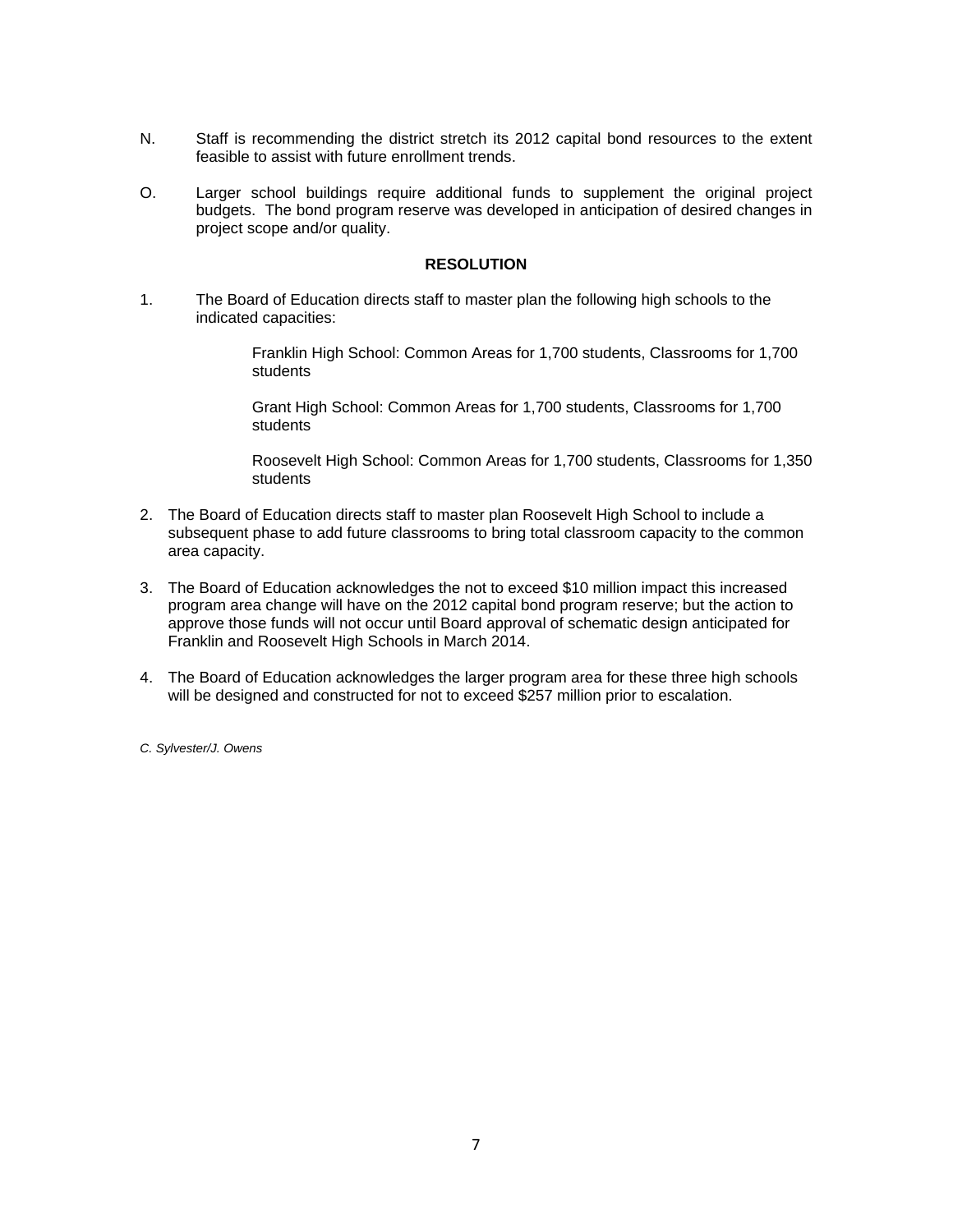N. Staff is recommending the district stretch its 2012 capital bond resources to the extent feasible to assist with future enrollment trends.

O. Larger school buildings require additional funds to supplement the original project budgets. The bond program reserve was developed in anticipation of desired changes in project scope and/or quality.

**RESOLUTION**

1. The Board of Education directs staff to master plan the following high schools to the indicated capacities:

   Franklin High School: Common Areas for 1,700 students, Classrooms for 1,700 students

   Grant High School: Common Areas for 1,700 students, Classrooms for 1,700 students

   Roosevelt High School: Common Areas for 1,700 students, Classrooms for 1,350 students

2. The Board of Education directs staff to master plan Roosevelt High School to include a subsequent phase to add future classrooms to bring total classroom capacity to the common area capacity.

3. The Board of Education acknowledges the not to exceed $10 million impact this increased program area change will have on the 2012 capital bond program reserve; but the action to approve those funds will not occur until Board approval of schematic design anticipated for Franklin and Roosevelt High Schools in March 2014.

4. The Board of Education acknowledges the larger program area for these three high schools will be designed and constructed for not to exceed $257 million prior to escalation.

*C. Sylvester/J. Owens*